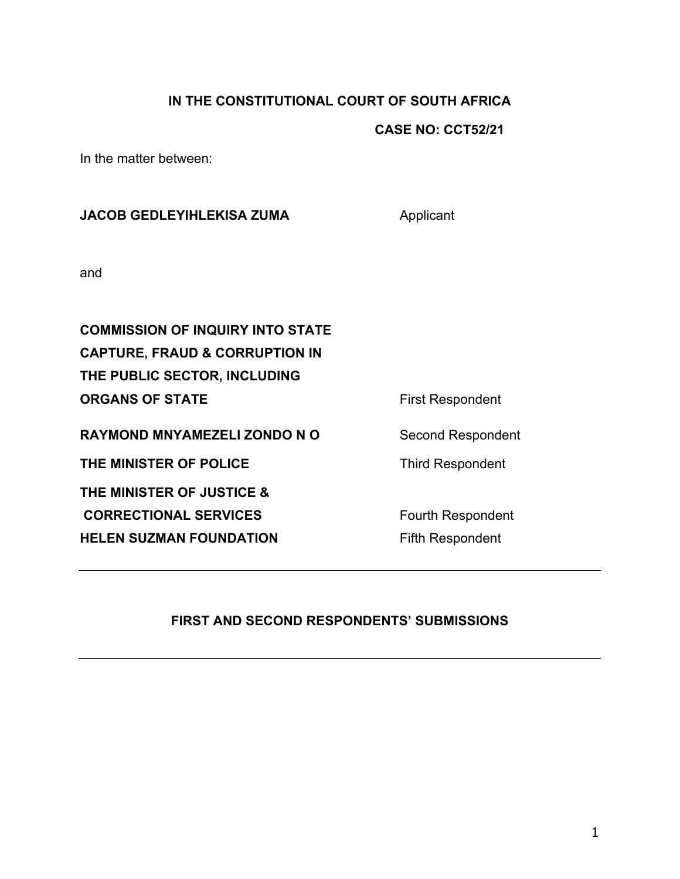**IN THE CONSTITUTIONAL COURT OF SOUTH AFRICA**

**CASE NO: CCT52/21**

In the matter between:

| | |
|---|---|
| **JACOB GEDLEYIHLEKISA ZUMA** | Applicant |

and

| | |
|---|---|
| **COMMISSION OF INQUIRY INTO STATE CAPTURE, FRAUD & CORRUPTION IN THE PUBLIC SECTOR, INCLUDING ORGANS OF STATE** | First Respondent |
| **RAYMOND MNYAMEZELI ZONDO N O** | Second Respondent |
| **THE MINISTER OF POLICE** | Third Respondent |
| **THE MINISTER OF JUSTICE & CORRECTIONAL SERVICES** | Fourth Respondent |
| **HELEN SUZMAN FOUNDATION** | Fifth Respondent |

---

**FIRST AND SECOND RESPONDENTS' SUBMISSIONS**

---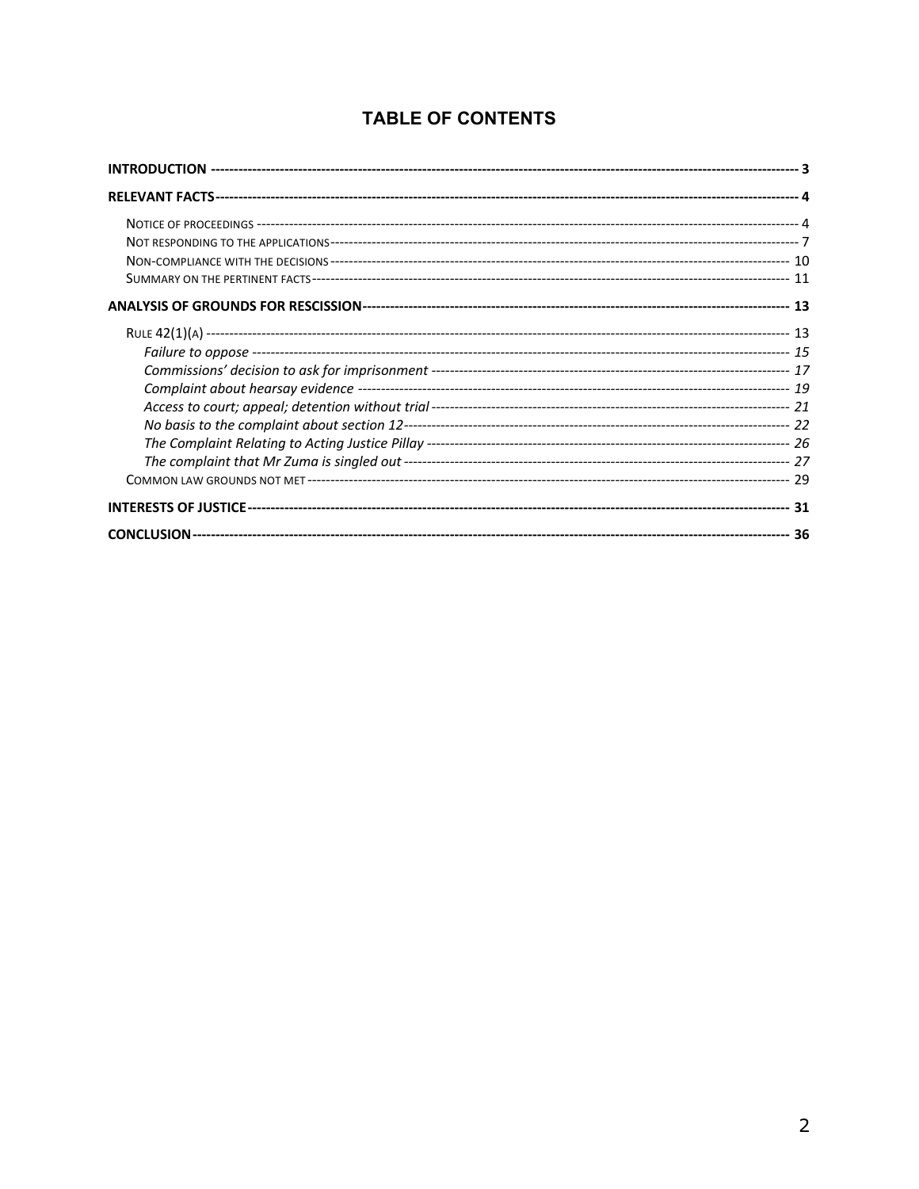# TABLE OF CONTENTS

**INTRODUCTION** ---------- **3**

**RELEVANT FACTS** ---------- **4**

NOTICE OF PROCEEDINGS ---------- 4

NOT RESPONDING TO THE APPLICATIONS ---------- 7

NON-COMPLIANCE WITH THE DECISIONS ---------- 10

SUMMARY ON THE PERTINENT FACTS ---------- 11

**ANALYSIS OF GROUNDS FOR RESCISSION** ---------- **13**

RULE 42(1)(A) ---------- 13

*Failure to oppose* ---------- *15*

*Commissions' decision to ask for imprisonment* ---------- *17*

*Complaint about hearsay evidence* ---------- *19*

*Access to court; appeal; detention without trial* ---------- *21*

*No basis to the complaint about section 12* ---------- *22*

*The Complaint Relating to Acting Justice Pillay* ---------- *26*

*The complaint that Mr Zuma is singled out* ---------- *27*

COMMON LAW GROUNDS NOT MET ---------- 29

**INTERESTS OF JUSTICE** ---------- **31**

**CONCLUSION** ---------- **36**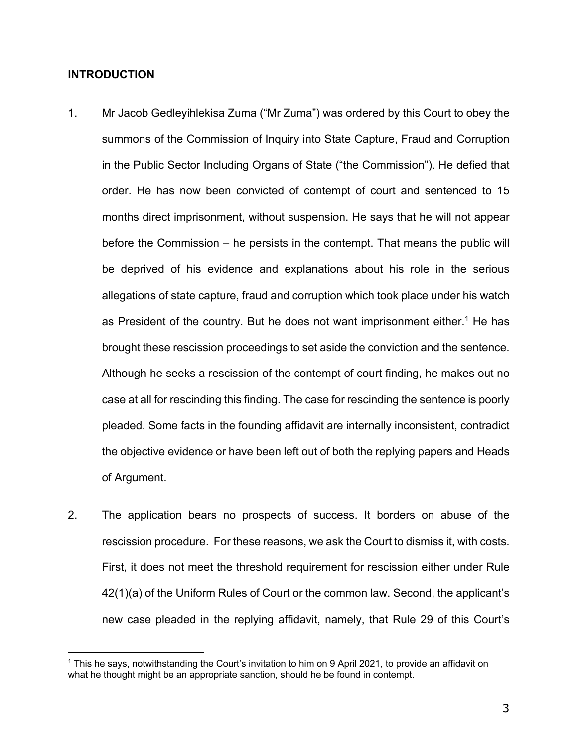## INTRODUCTION

1. Mr Jacob Gedleyihlekisa Zuma ("Mr Zuma") was ordered by this Court to obey the summons of the Commission of Inquiry into State Capture, Fraud and Corruption in the Public Sector Including Organs of State ("the Commission"). He defied that order. He has now been convicted of contempt of court and sentenced to 15 months direct imprisonment, without suspension. He says that he will not appear before the Commission – he persists in the contempt. That means the public will be deprived of his evidence and explanations about his role in the serious allegations of state capture, fraud and corruption which took place under his watch as President of the country. But he does not want imprisonment either.[1] He has brought these rescission proceedings to set aside the conviction and the sentence. Although he seeks a rescission of the contempt of court finding, he makes out no case at all for rescinding this finding. The case for rescinding the sentence is poorly pleaded. Some facts in the founding affidavit are internally inconsistent, contradict the objective evidence or have been left out of both the replying papers and Heads of Argument.

2. The application bears no prospects of success. It borders on abuse of the rescission procedure. For these reasons, we ask the Court to dismiss it, with costs. First, it does not meet the threshold requirement for rescission either under Rule 42(1)(a) of the Uniform Rules of Court or the common law. Second, the applicant's new case pleaded in the replying affidavit, namely, that Rule 29 of this Court's

[1] This he says, notwithstanding the Court's invitation to him on 9 April 2021, to provide an affidavit on what he thought might be an appropriate sanction, should he be found in contempt.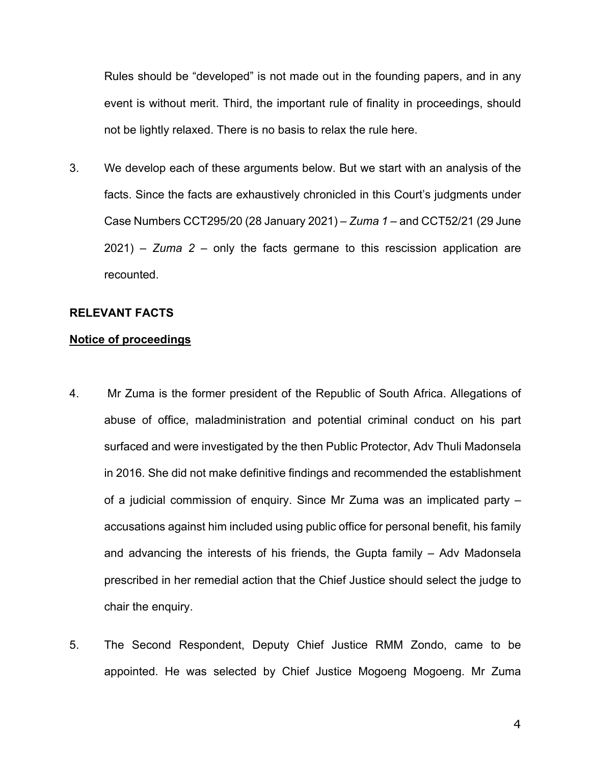Rules should be "developed" is not made out in the founding papers, and in any event is without merit. Third, the important rule of finality in proceedings, should not be lightly relaxed. There is no basis to relax the rule here.

3. We develop each of these arguments below. But we start with an analysis of the facts. Since the facts are exhaustively chronicled in this Court's judgments under Case Numbers CCT295/20 (28 January 2021) – *Zuma 1* – and CCT52/21 (29 June 2021) – *Zuma 2* – only the facts germane to this rescission application are recounted.

**RELEVANT FACTS**

**Notice of proceedings**

4. Mr Zuma is the former president of the Republic of South Africa. Allegations of abuse of office, maladministration and potential criminal conduct on his part surfaced and were investigated by the then Public Protector, Adv Thuli Madonsela in 2016. She did not make definitive findings and recommended the establishment of a judicial commission of enquiry. Since Mr Zuma was an implicated party – accusations against him included using public office for personal benefit, his family and advancing the interests of his friends, the Gupta family – Adv Madonsela prescribed in her remedial action that the Chief Justice should select the judge to chair the enquiry.

5. The Second Respondent, Deputy Chief Justice RMM Zondo, came to be appointed. He was selected by Chief Justice Mogoeng Mogoeng. Mr Zuma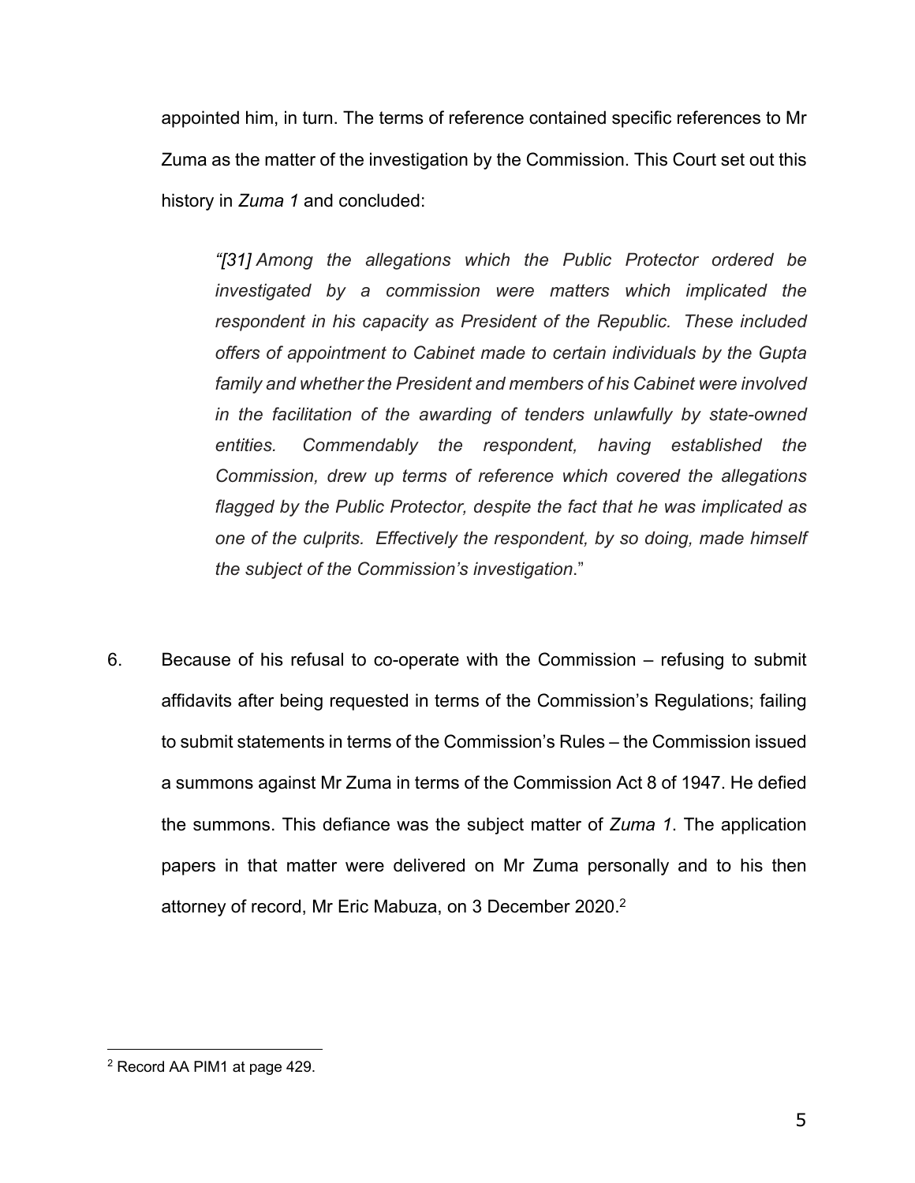appointed him, in turn. The terms of reference contained specific references to Mr Zuma as the matter of the investigation by the Commission. This Court set out this history in *Zuma 1* and concluded:

> *"[31] Among the allegations which the Public Protector ordered be investigated by a commission were matters which implicated the respondent in his capacity as President of the Republic. These included offers of appointment to Cabinet made to certain individuals by the Gupta family and whether the President and members of his Cabinet were involved in the facilitation of the awarding of tenders unlawfully by state-owned entities. Commendably the respondent, having established the Commission, drew up terms of reference which covered the allegations flagged by the Public Protector, despite the fact that he was implicated as one of the culprits. Effectively the respondent, by so doing, made himself the subject of the Commission's investigation*."

6. Because of his refusal to co-operate with the Commission – refusing to submit affidavits after being requested in terms of the Commission's Regulations; failing to submit statements in terms of the Commission's Rules – the Commission issued a summons against Mr Zuma in terms of the Commission Act 8 of 1947. He defied the summons. This defiance was the subject matter of *Zuma 1*. The application papers in that matter were delivered on Mr Zuma personally and to his then attorney of record, Mr Eric Mabuza, on 3 December 2020.[2]

---

[2] Record AA PIM1 at page 429.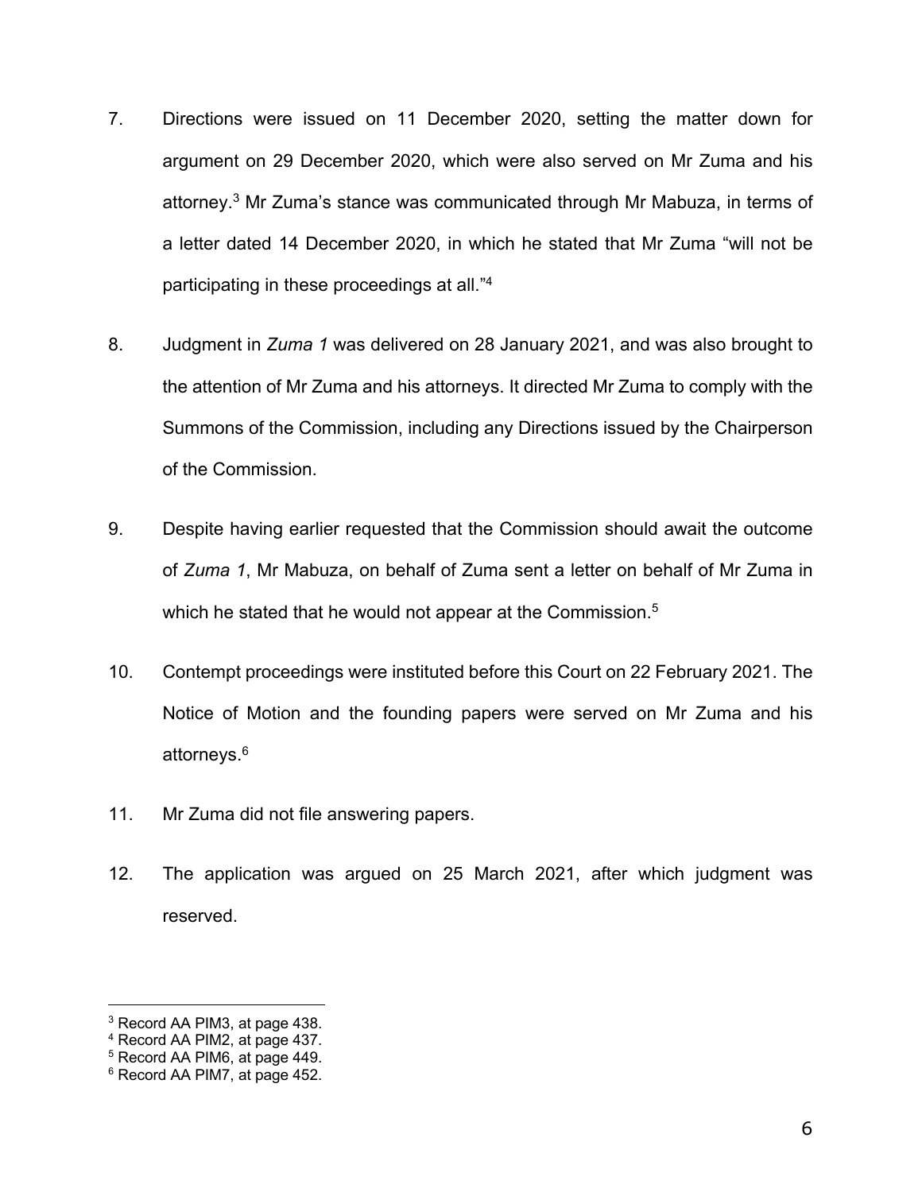7. Directions were issued on 11 December 2020, setting the matter down for argument on 29 December 2020, which were also served on Mr Zuma and his attorney.[3] Mr Zuma's stance was communicated through Mr Mabuza, in terms of a letter dated 14 December 2020, in which he stated that Mr Zuma "will not be participating in these proceedings at all."[4]

8. Judgment in *Zuma 1* was delivered on 28 January 2021, and was also brought to the attention of Mr Zuma and his attorneys. It directed Mr Zuma to comply with the Summons of the Commission, including any Directions issued by the Chairperson of the Commission.

9. Despite having earlier requested that the Commission should await the outcome of *Zuma 1*, Mr Mabuza, on behalf of Zuma sent a letter on behalf of Mr Zuma in which he stated that he would not appear at the Commission.[5]

10. Contempt proceedings were instituted before this Court on 22 February 2021. The Notice of Motion and the founding papers were served on Mr Zuma and his attorneys.[6]

11. Mr Zuma did not file answering papers.

12. The application was argued on 25 March 2021, after which judgment was reserved.

---

[3] Record AA PIM3, at page 438.
[4] Record AA PIM2, at page 437.
[5] Record AA PIM6, at page 449.
[6] Record AA PIM7, at page 452.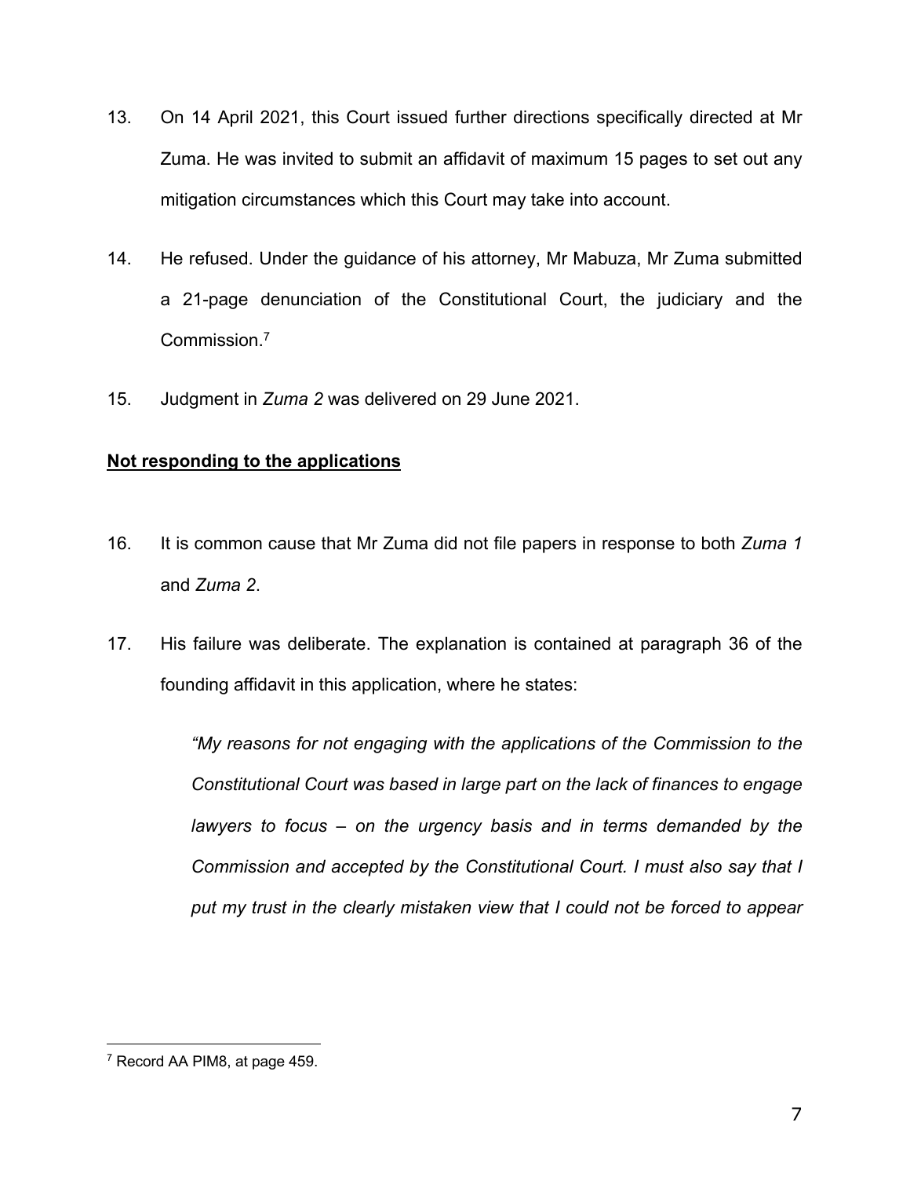13. On 14 April 2021, this Court issued further directions specifically directed at Mr Zuma. He was invited to submit an affidavit of maximum 15 pages to set out any mitigation circumstances which this Court may take into account.

14. He refused. Under the guidance of his attorney, Mr Mabuza, Mr Zuma submitted a 21-page denunciation of the Constitutional Court, the judiciary and the Commission.[7]

15. Judgment in *Zuma 2* was delivered on 29 June 2021.

**Not responding to the applications**

16. It is common cause that Mr Zuma did not file papers in response to both *Zuma 1* and *Zuma 2*.

17. His failure was deliberate. The explanation is contained at paragraph 36 of the founding affidavit in this application, where he states:

> *"My reasons for not engaging with the applications of the Commission to the Constitutional Court was based in large part on the lack of finances to engage lawyers to focus – on the urgency basis and in terms demanded by the Commission and accepted by the Constitutional Court. I must also say that I put my trust in the clearly mistaken view that I could not be forced to appear*

---

[7] Record AA PIM8, at page 459.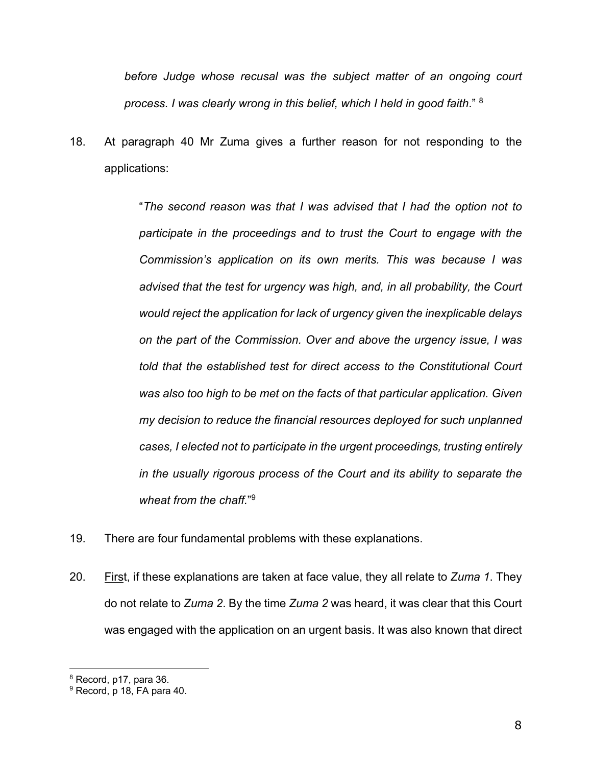> *before Judge whose recusal was the subject matter of an ongoing court process. I was clearly wrong in this belief, which I held in good faith*." [8]

18. At paragraph 40 Mr Zuma gives a further reason for not responding to the applications:

> "*The second reason was that I was advised that I had the option not to participate in the proceedings and to trust the Court to engage with the Commission's application on its own merits. This was because I was advised that the test for urgency was high, and, in all probability, the Court would reject the application for lack of urgency given the inexplicable delays on the part of the Commission. Over and above the urgency issue, I was told that the established test for direct access to the Constitutional Court was also too high to be met on the facts of that particular application. Given my decision to reduce the financial resources deployed for such unplanned cases, I elected not to participate in the urgent proceedings, trusting entirely in the usually rigorous process of the Court and its ability to separate the wheat from the chaff.*"[9]

19. There are four fundamental problems with these explanations.

20. First, if these explanations are taken at face value, they all relate to *Zuma 1*. They do not relate to *Zuma 2*. By the time *Zuma 2* was heard, it was clear that this Court was engaged with the application on an urgent basis. It was also known that direct

---

[8] Record, p17, para 36.

[9] Record, p 18, FA para 40.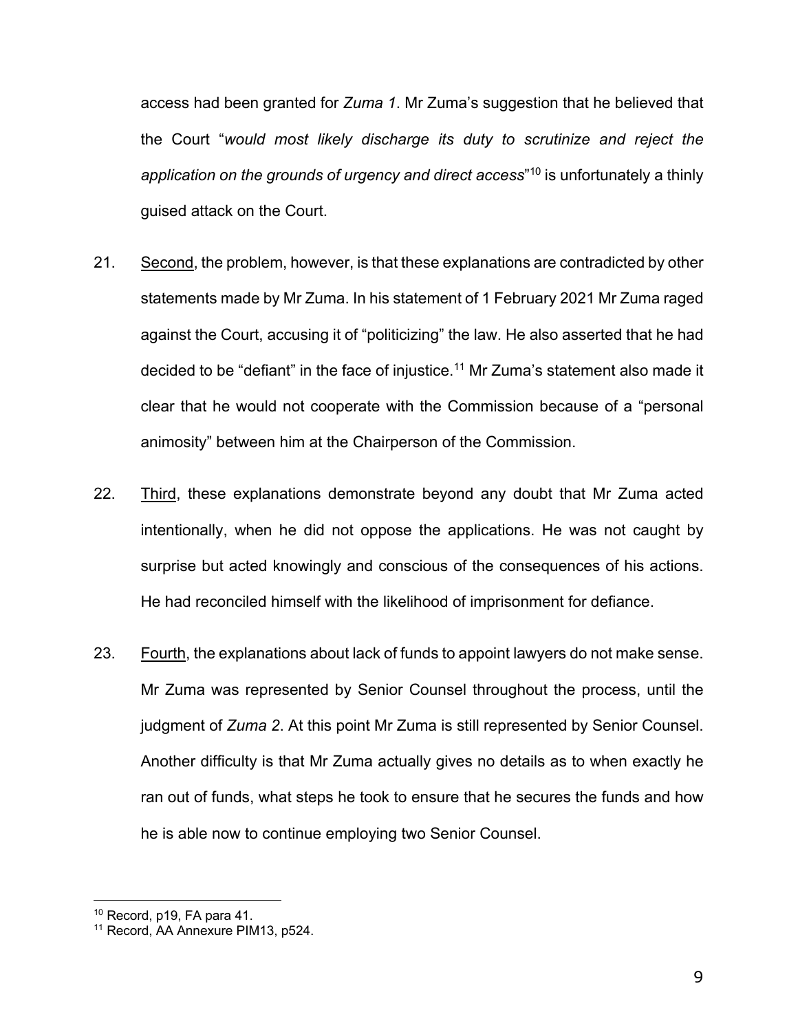access had been granted for *Zuma 1*. Mr Zuma's suggestion that he believed that the Court "*would most likely discharge its duty to scrutinize and reject the application on the grounds of urgency and direct access*"[10] is unfortunately a thinly guised attack on the Court.

21. Second, the problem, however, is that these explanations are contradicted by other statements made by Mr Zuma. In his statement of 1 February 2021 Mr Zuma raged against the Court, accusing it of "politicizing" the law. He also asserted that he had decided to be "defiant" in the face of injustice.[11] Mr Zuma's statement also made it clear that he would not cooperate with the Commission because of a "personal animosity" between him at the Chairperson of the Commission.

22. Third, these explanations demonstrate beyond any doubt that Mr Zuma acted intentionally, when he did not oppose the applications. He was not caught by surprise but acted knowingly and conscious of the consequences of his actions. He had reconciled himself with the likelihood of imprisonment for defiance.

23. Fourth, the explanations about lack of funds to appoint lawyers do not make sense. Mr Zuma was represented by Senior Counsel throughout the process, until the judgment of *Zuma 2*. At this point Mr Zuma is still represented by Senior Counsel. Another difficulty is that Mr Zuma actually gives no details as to when exactly he ran out of funds, what steps he took to ensure that he secures the funds and how he is able now to continue employing two Senior Counsel.

---

[10] Record, p19, FA para 41.

[11] Record, AA Annexure PIM13, p524.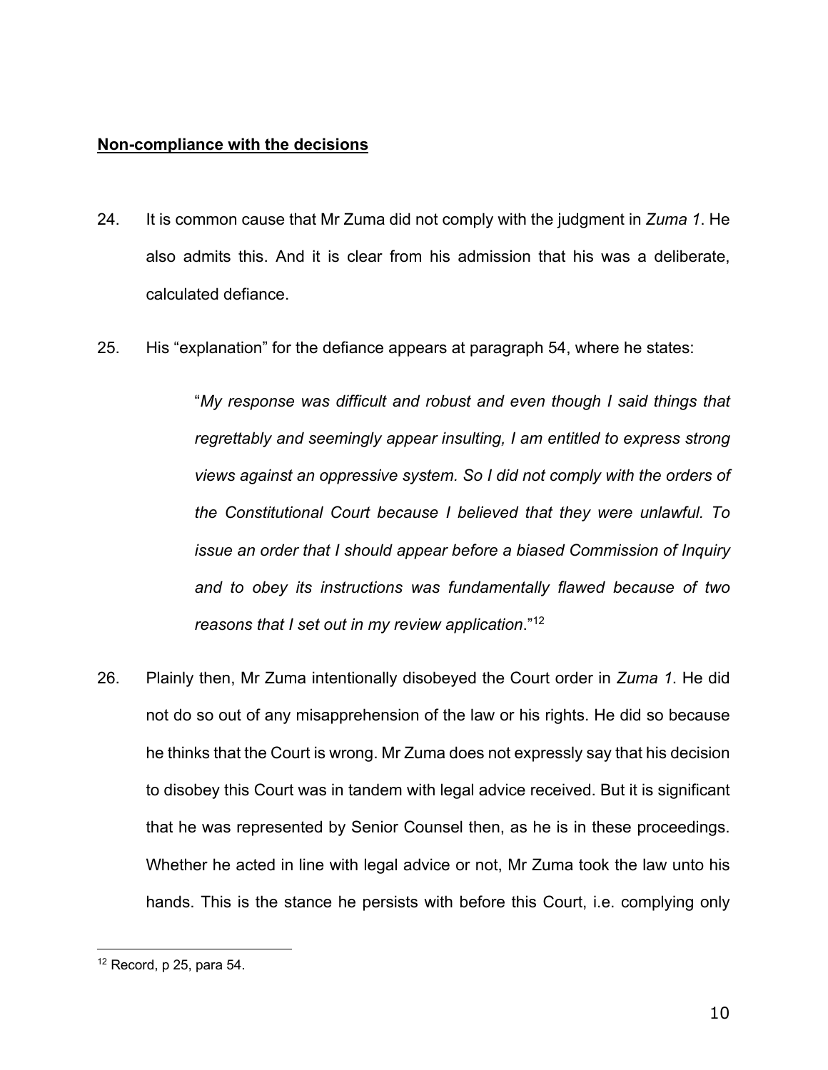**Non-compliance with the decisions**

24. It is common cause that Mr Zuma did not comply with the judgment in *Zuma 1*. He also admits this. And it is clear from his admission that his was a deliberate, calculated defiance.

25. His "explanation" for the defiance appears at paragraph 54, where he states:

> "*My response was difficult and robust and even though I said things that regrettably and seemingly appear insulting, I am entitled to express strong views against an oppressive system. So I did not comply with the orders of the Constitutional Court because I believed that they were unlawful. To issue an order that I should appear before a biased Commission of Inquiry and to obey its instructions was fundamentally flawed because of two reasons that I set out in my review application*."[12]

26. Plainly then, Mr Zuma intentionally disobeyed the Court order in *Zuma 1*. He did not do so out of any misapprehension of the law or his rights. He did so because he thinks that the Court is wrong. Mr Zuma does not expressly say that his decision to disobey this Court was in tandem with legal advice received. But it is significant that he was represented by Senior Counsel then, as he is in these proceedings. Whether he acted in line with legal advice or not, Mr Zuma took the law unto his hands. This is the stance he persists with before this Court, i.e. complying only

[12] Record, p 25, para 54.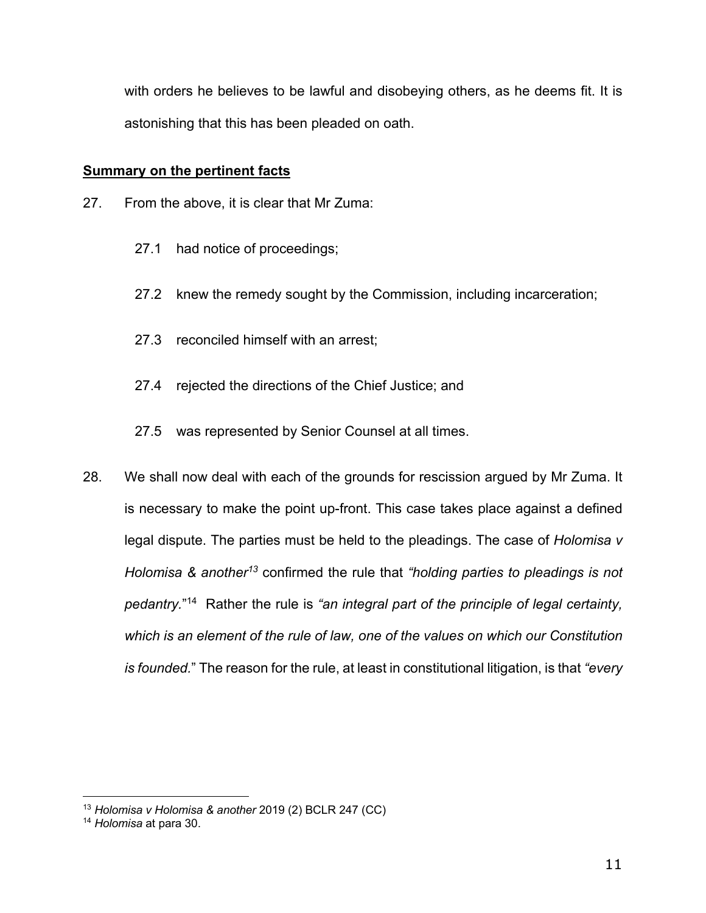with orders he believes to be lawful and disobeying others, as he deems fit. It is astonishing that this has been pleaded on oath.

**Summary on the pertinent facts**

27. From the above, it is clear that Mr Zuma:

    27.1 had notice of proceedings;

    27.2 knew the remedy sought by the Commission, including incarceration;

    27.3 reconciled himself with an arrest;

    27.4 rejected the directions of the Chief Justice; and

    27.5 was represented by Senior Counsel at all times.

28. We shall now deal with each of the grounds for rescission argued by Mr Zuma. It is necessary to make the point up-front. This case takes place against a defined legal dispute. The parties must be held to the pleadings. The case of *Holomisa v Holomisa & another*[13] confirmed the rule that *"holding parties to pleadings is not pedantry."*[14] Rather the rule is *"an integral part of the principle of legal certainty, which is an element of the rule of law, one of the values on which our Constitution is founded."* The reason for the rule, at least in constitutional litigation, is that *"every*

[13] *Holomisa v Holomisa & another* 2019 (2) BCLR 247 (CC)

[14] *Holomisa* at para 30.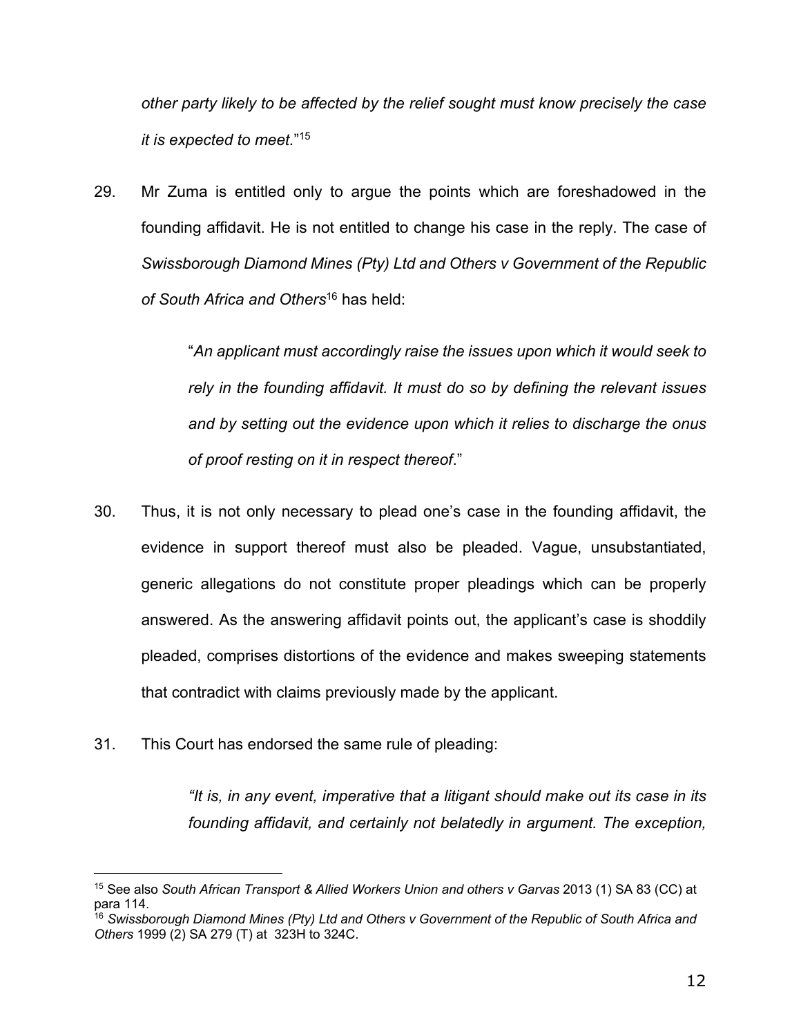*other party likely to be affected by the relief sought must know precisely the case it is expected to meet.*"[15]

29. Mr Zuma is entitled only to argue the points which are foreshadowed in the founding affidavit. He is not entitled to change his case in the reply. The case of *Swissborough Diamond Mines (Pty) Ltd and Others v Government of the Republic of South Africa and Others*[16] has held:

> "*An applicant must accordingly raise the issues upon which it would seek to rely in the founding affidavit. It must do so by defining the relevant issues and by setting out the evidence upon which it relies to discharge the onus of proof resting on it in respect thereof*."

30. Thus, it is not only necessary to plead one's case in the founding affidavit, the evidence in support thereof must also be pleaded. Vague, unsubstantiated, generic allegations do not constitute proper pleadings which can be properly answered. As the answering affidavit points out, the applicant's case is shoddily pleaded, comprises distortions of the evidence and makes sweeping statements that contradict with claims previously made by the applicant.

31. This Court has endorsed the same rule of pleading:

> *"It is, in any event, imperative that a litigant should make out its case in its founding affidavit, and certainly not belatedly in argument. The exception,*

---

[15] See also *South African Transport & Allied Workers Union and others v Garvas* 2013 (1) SA 83 (CC) at para 114.

[16] *Swissborough Diamond Mines (Pty) Ltd and Others v Government of the Republic of South Africa and Others* 1999 (2) SA 279 (T) at 323H to 324C.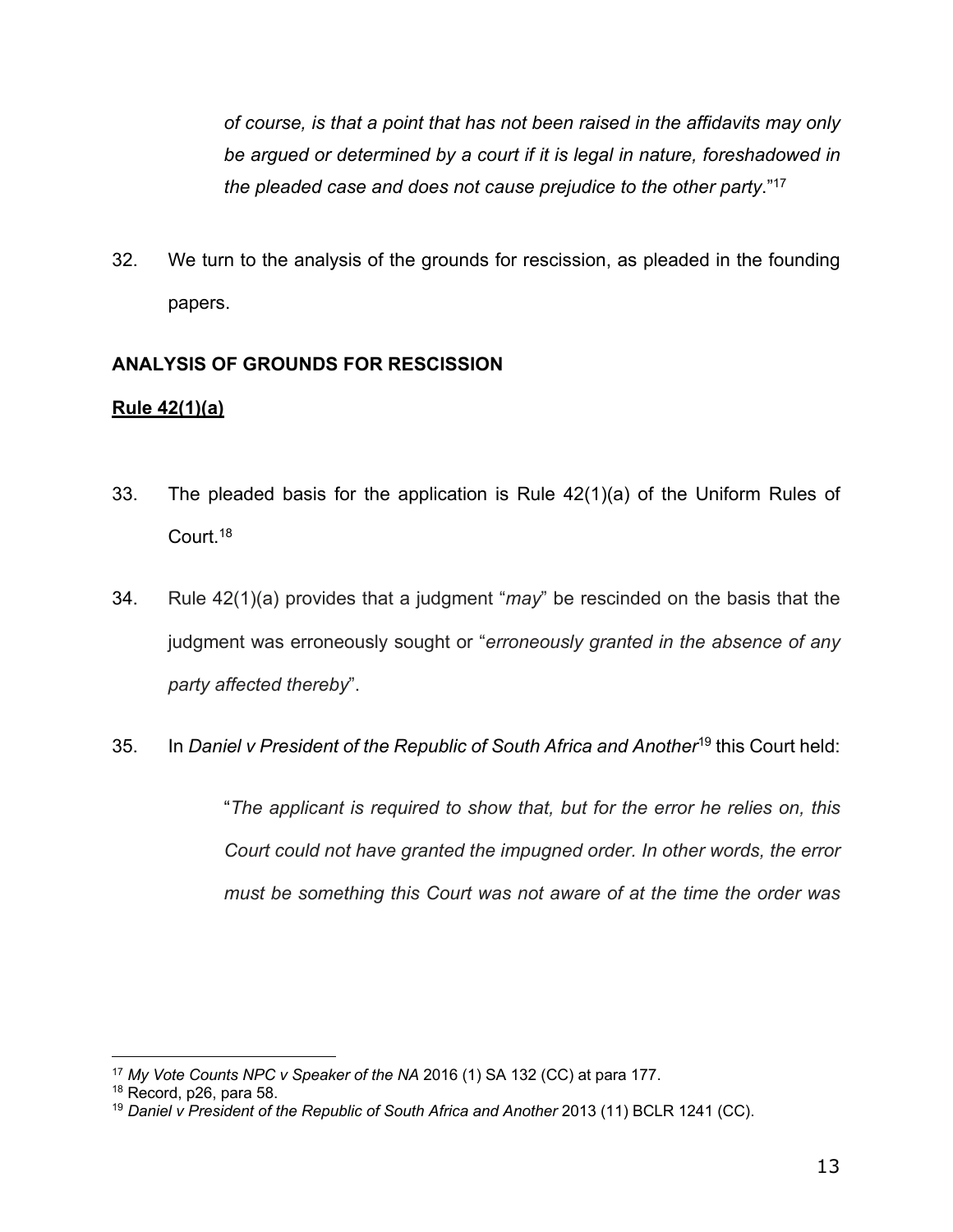> *of course, is that a point that has not been raised in the affidavits may only be argued or determined by a court if it is legal in nature, foreshadowed in the pleaded case and does not cause prejudice to the other party*."[17]

32. We turn to the analysis of the grounds for rescission, as pleaded in the founding papers.

**ANALYSIS OF GROUNDS FOR RESCISSION**

**<u>Rule 42(1)(a)</u>**

33. The pleaded basis for the application is Rule 42(1)(a) of the Uniform Rules of Court.[18]

34. Rule 42(1)(a) provides that a judgment "*may*" be rescinded on the basis that the judgment was erroneously sought or "*erroneously granted in the absence of any party affected thereby*".

35. In *Daniel v President of the Republic of South Africa and Another*[19] this Court held:

> "*The applicant is required to show that, but for the error he relies on, this Court could not have granted the impugned order. In other words, the error must be something this Court was not aware of at the time the order was*

---

[17] *My Vote Counts NPC v Speaker of the NA* 2016 (1) SA 132 (CC) at para 177.

[18] Record, p26, para 58.

[19] *Daniel v President of the Republic of South Africa and Another* 2013 (11) BCLR 1241 (CC).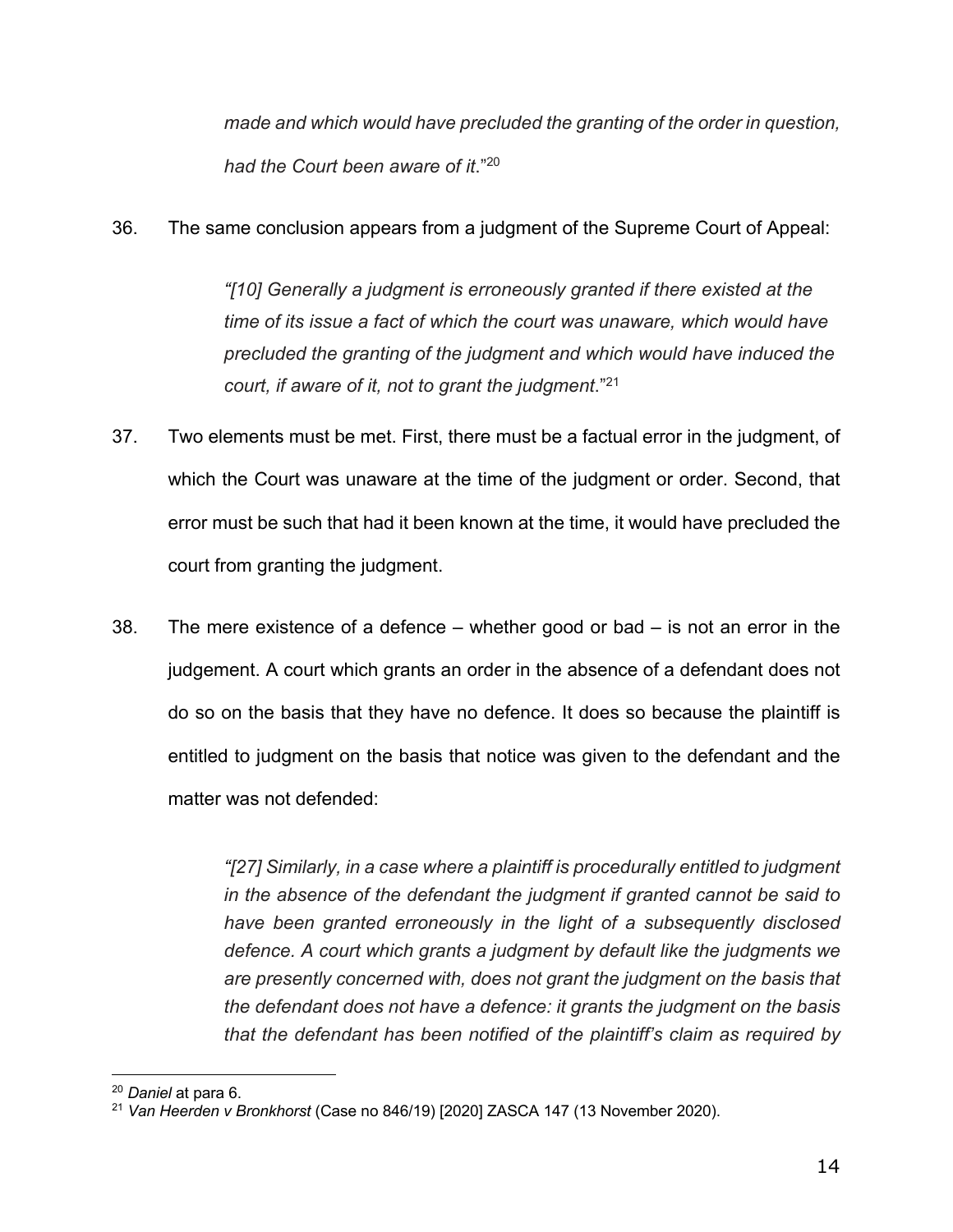*made and which would have precluded the granting of the order in question, had the Court been aware of it*."[20]

36. The same conclusion appears from a judgment of the Supreme Court of Appeal:

> *"[10] Generally a judgment is erroneously granted if there existed at the time of its issue a fact of which the court was unaware, which would have precluded the granting of the judgment and which would have induced the court, if aware of it, not to grant the judgment*."[21]

37. Two elements must be met. First, there must be a factual error in the judgment, of which the Court was unaware at the time of the judgment or order. Second, that error must be such that had it been known at the time, it would have precluded the court from granting the judgment.

38. The mere existence of a defence – whether good or bad – is not an error in the judgement. A court which grants an order in the absence of a defendant does not do so on the basis that they have no defence. It does so because the plaintiff is entitled to judgment on the basis that notice was given to the defendant and the matter was not defended:

> *"[27] Similarly, in a case where a plaintiff is procedurally entitled to judgment in the absence of the defendant the judgment if granted cannot be said to have been granted erroneously in the light of a subsequently disclosed defence. A court which grants a judgment by default like the judgments we are presently concerned with, does not grant the judgment on the basis that the defendant does not have a defence: it grants the judgment on the basis that the defendant has been notified of the plaintiff's claim as required by*

---

[20] *Daniel* at para 6.

[21] *Van Heerden v Bronkhorst* (Case no 846/19) [2020] ZASCA 147 (13 November 2020).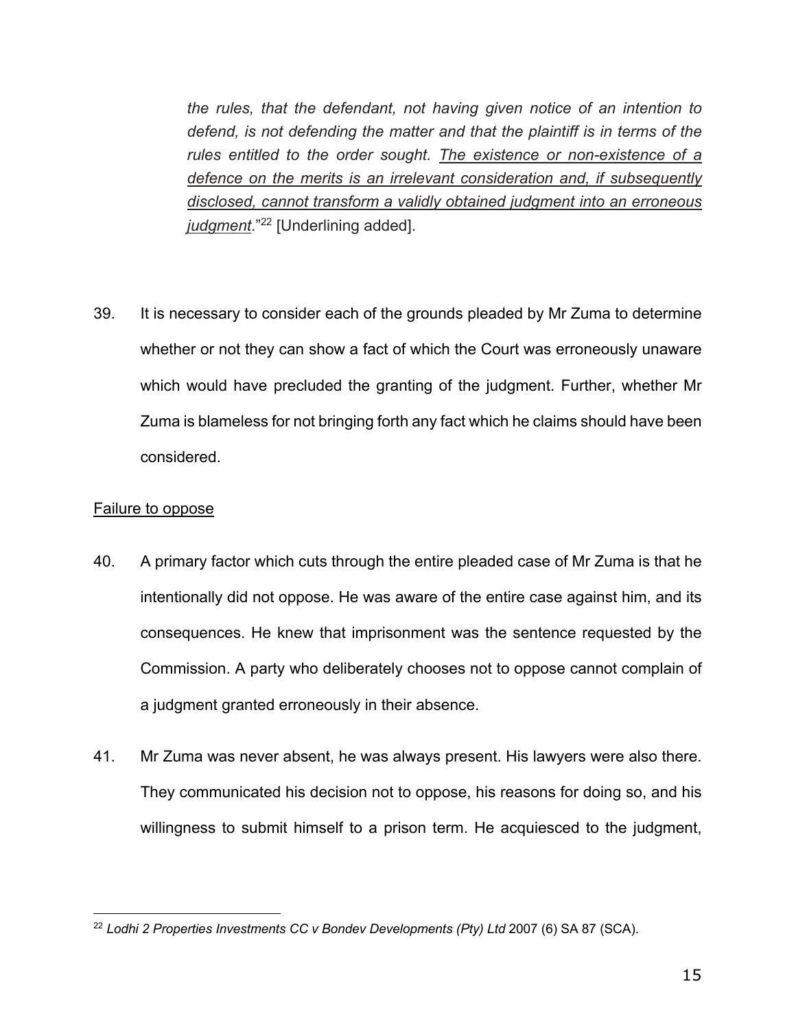*the rules, that the defendant, not having given notice of an intention to defend, is not defending the matter and that the plaintiff is in terms of the rules entitled to the order sought. <u>The existence or non-existence of a defence on the merits is an irrelevant consideration and, if subsequently disclosed, cannot transform a validly obtained judgment into an erroneous judgment</u>.*"[22] [Underlining added].

39. It is necessary to consider each of the grounds pleaded by Mr Zuma to determine whether or not they can show a fact of which the Court was erroneously unaware which would have precluded the granting of the judgment. Further, whether Mr Zuma is blameless for not bringing forth any fact which he claims should have been considered.

<u>Failure to oppose</u>

40. A primary factor which cuts through the entire pleaded case of Mr Zuma is that he intentionally did not oppose. He was aware of the entire case against him, and its consequences. He knew that imprisonment was the sentence requested by the Commission. A party who deliberately chooses not to oppose cannot complain of a judgment granted erroneously in their absence.

41. Mr Zuma was never absent, he was always present. His lawyers were also there. They communicated his decision not to oppose, his reasons for doing so, and his willingness to submit himself to a prison term. He acquiesced to the judgment,

---

[22] *Lodhi 2 Properties Investments CC v Bondev Developments (Pty) Ltd* 2007 (6) SA 87 (SCA).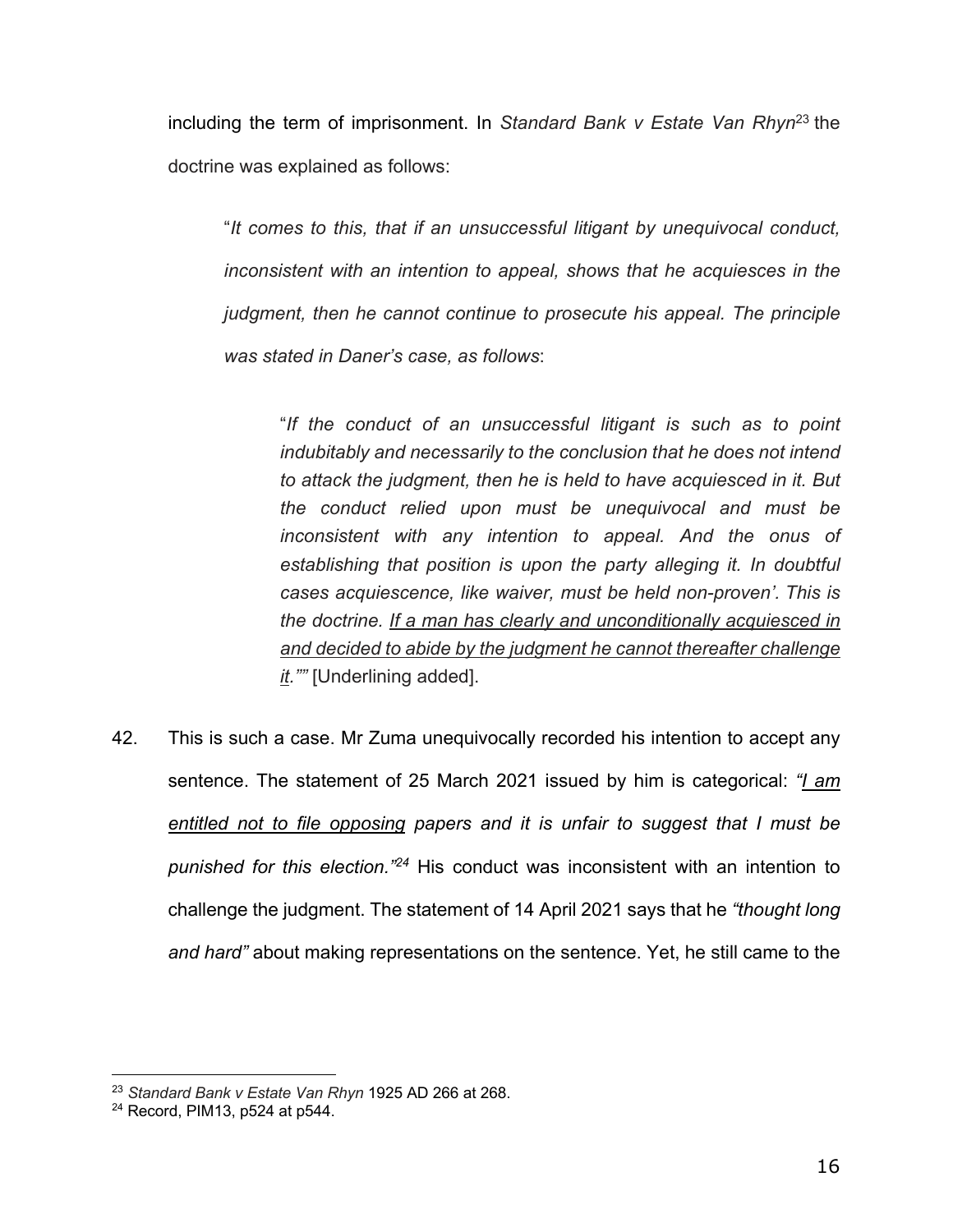including the term of imprisonment. In *Standard Bank v Estate Van Rhyn*[23] the doctrine was explained as follows:

> "*It comes to this, that if an unsuccessful litigant by unequivocal conduct, inconsistent with an intention to appeal, shows that he acquiesces in the judgment, then he cannot continue to prosecute his appeal. The principle was stated in Daner's case, as follows*:
>
> > "*If the conduct of an unsuccessful litigant is such as to point indubitably and necessarily to the conclusion that he does not intend to attack the judgment, then he is held to have acquiesced in it. But the conduct relied upon must be unequivocal and must be inconsistent with any intention to appeal. And the onus of establishing that position is upon the party alleging it. In doubtful cases acquiescence, like waiver, must be held non-proven'. This is the doctrine. <u>If a man has clearly and unconditionally acquiesced in and decided to abide by the judgment he cannot thereafter challenge it</u>.""* [Underlining added].

42. This is such a case. Mr Zuma unequivocally recorded his intention to accept any sentence. The statement of 25 March 2021 issued by him is categorical: *"<u>I am entitled not to file opposing</u> papers and it is unfair to suggest that I must be punished for this election."*[24] His conduct was inconsistent with an intention to challenge the judgment. The statement of 14 April 2021 says that he *"thought long and hard"* about making representations on the sentence. Yet, he still came to the

---

[23] *Standard Bank v Estate Van Rhyn* 1925 AD 266 at 268.

[24] Record, PIM13, p524 at p544.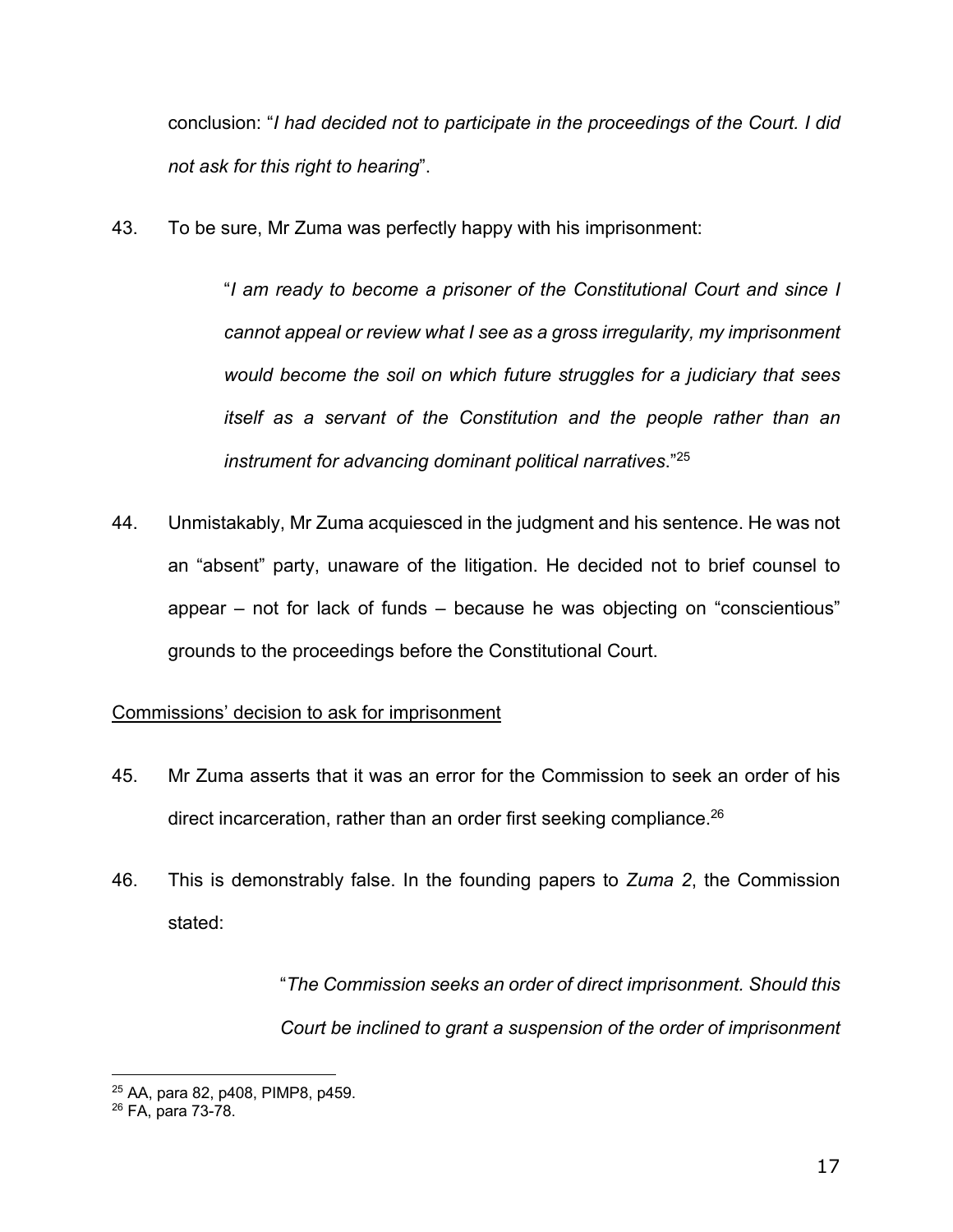conclusion: "*I had decided not to participate in the proceedings of the Court. I did not ask for this right to hearing*".

43. To be sure, Mr Zuma was perfectly happy with his imprisonment:

> "*I am ready to become a prisoner of the Constitutional Court and since I cannot appeal or review what I see as a gross irregularity, my imprisonment would become the soil on which future struggles for a judiciary that sees itself as a servant of the Constitution and the people rather than an instrument for advancing dominant political narratives*."[25]

44. Unmistakably, Mr Zuma acquiesced in the judgment and his sentence. He was not an "absent" party, unaware of the litigation. He decided not to brief counsel to appear – not for lack of funds – because he was objecting on "conscientious" grounds to the proceedings before the Constitutional Court.

Commissions' decision to ask for imprisonment

45. Mr Zuma asserts that it was an error for the Commission to seek an order of his direct incarceration, rather than an order first seeking compliance.[26]

46. This is demonstrably false. In the founding papers to *Zuma 2*, the Commission stated:

> "*The Commission seeks an order of direct imprisonment. Should this Court be inclined to grant a suspension of the order of imprisonment*

[25] AA, para 82, p408, PIMP8, p459.

[26] FA, para 73-78.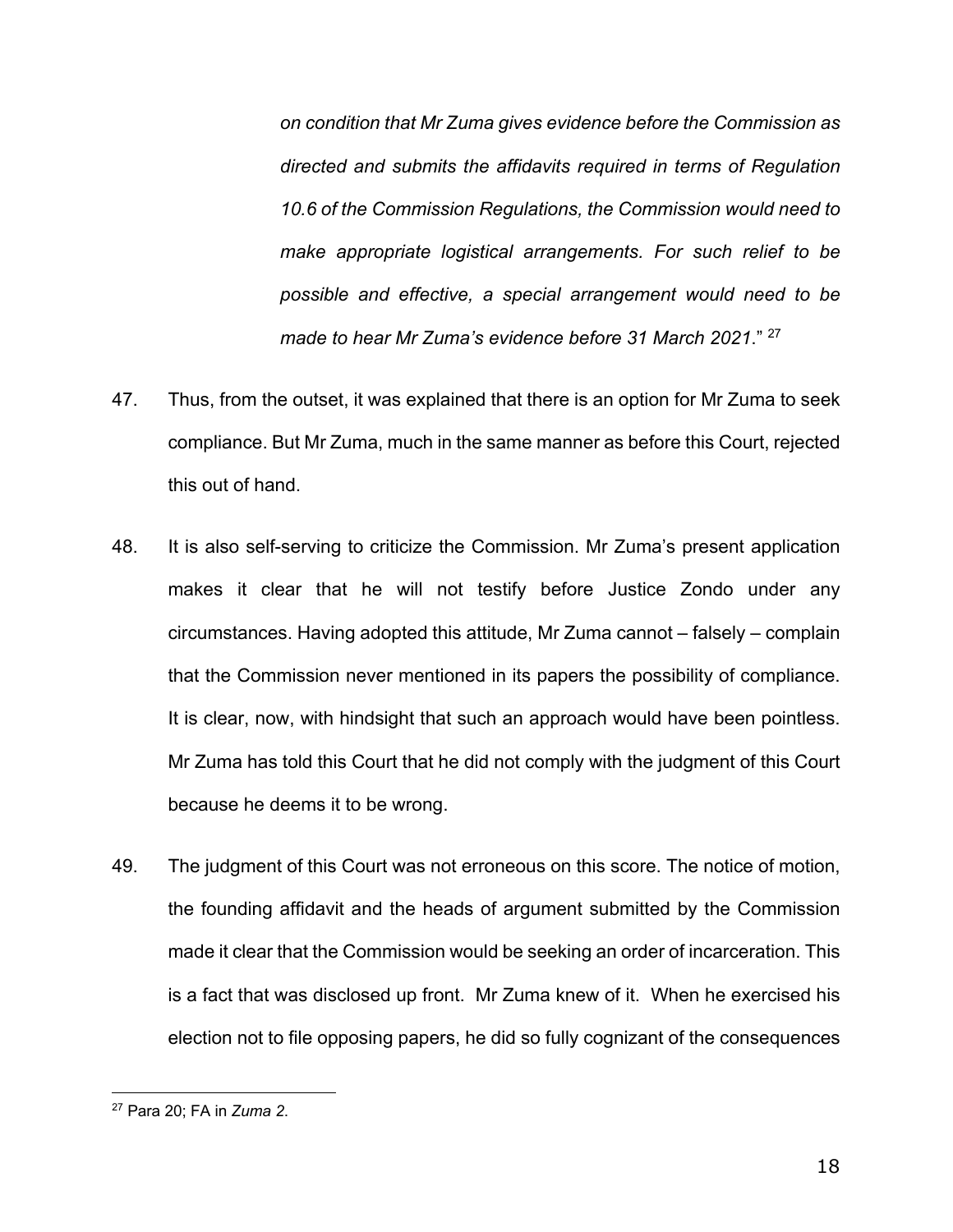*on condition that Mr Zuma gives evidence before the Commission as directed and submits the affidavits required in terms of Regulation 10.6 of the Commission Regulations, the Commission would need to make appropriate logistical arrangements. For such relief to be possible and effective, a special arrangement would need to be made to hear Mr Zuma's evidence before 31 March 2021*." [27]

47. Thus, from the outset, it was explained that there is an option for Mr Zuma to seek compliance. But Mr Zuma, much in the same manner as before this Court, rejected this out of hand.

48. It is also self-serving to criticize the Commission. Mr Zuma's present application makes it clear that he will not testify before Justice Zondo under any circumstances. Having adopted this attitude, Mr Zuma cannot – falsely – complain that the Commission never mentioned in its papers the possibility of compliance. It is clear, now, with hindsight that such an approach would have been pointless. Mr Zuma has told this Court that he did not comply with the judgment of this Court because he deems it to be wrong.

49. The judgment of this Court was not erroneous on this score. The notice of motion, the founding affidavit and the heads of argument submitted by the Commission made it clear that the Commission would be seeking an order of incarceration. This is a fact that was disclosed up front. Mr Zuma knew of it. When he exercised his election not to file opposing papers, he did so fully cognizant of the consequences

---

[27] Para 20; FA in *Zuma 2*.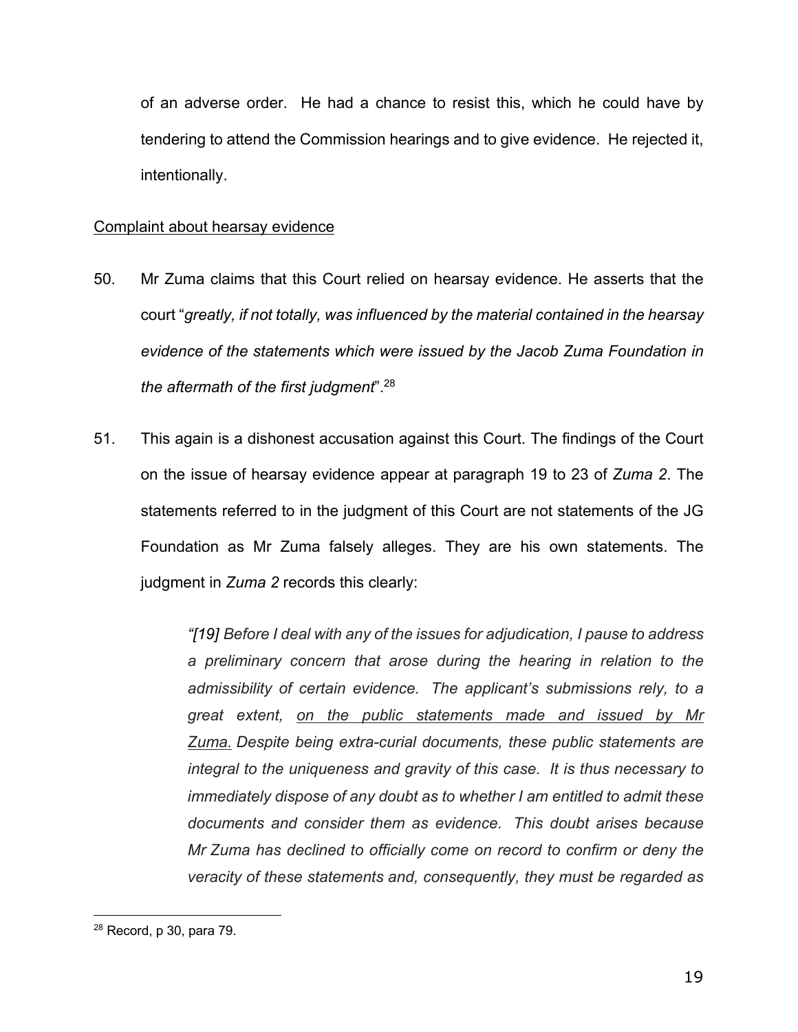of an adverse order. He had a chance to resist this, which he could have by tendering to attend the Commission hearings and to give evidence. He rejected it, intentionally.

Complaint about hearsay evidence

50. Mr Zuma claims that this Court relied on hearsay evidence. He asserts that the court "*greatly, if not totally, was influenced by the material contained in the hearsay evidence of the statements which were issued by the Jacob Zuma Foundation in the aftermath of the first judgment*".[28]

51. This again is a dishonest accusation against this Court. The findings of the Court on the issue of hearsay evidence appear at paragraph 19 to 23 of *Zuma 2*. The statements referred to in the judgment of this Court are not statements of the JG Foundation as Mr Zuma falsely alleges. They are his own statements. The judgment in *Zuma 2* records this clearly:

> *"[19] Before I deal with any of the issues for adjudication, I pause to address a preliminary concern that arose during the hearing in relation to the admissibility of certain evidence. The applicant's submissions rely, to a great extent, on the public statements made and issued by Mr Zuma. Despite being extra-curial documents, these public statements are integral to the uniqueness and gravity of this case. It is thus necessary to immediately dispose of any doubt as to whether I am entitled to admit these documents and consider them as evidence. This doubt arises because Mr Zuma has declined to officially come on record to confirm or deny the veracity of these statements and, consequently, they must be regarded as*

[28] Record, p 30, para 79.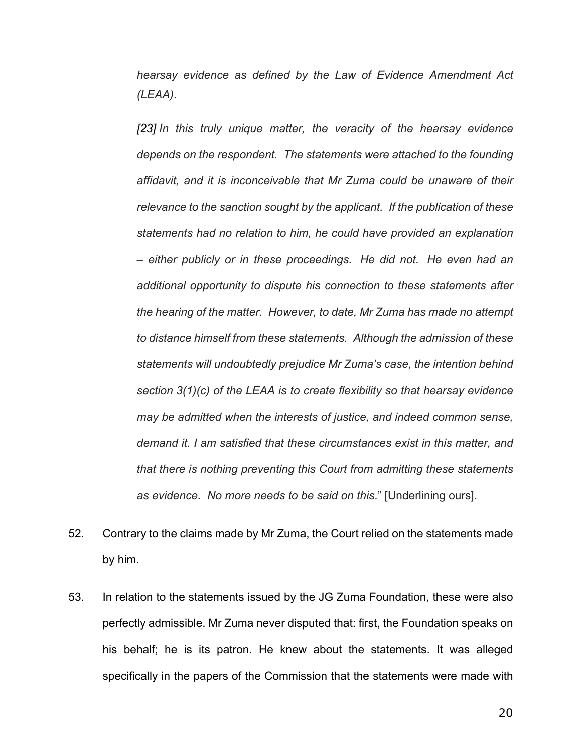*hearsay evidence as defined by the Law of Evidence Amendment Act (LEAA).*

*[23] In this truly unique matter, the veracity of the hearsay evidence depends on the respondent. The statements were attached to the founding affidavit, and it is inconceivable that Mr Zuma could be unaware of their relevance to the sanction sought by the applicant. If the publication of these statements had no relation to him, he could have provided an explanation – either publicly or in these proceedings. He did not. He even had an additional opportunity to dispute his connection to these statements after the hearing of the matter. However, to date, Mr Zuma has made no attempt to distance himself from these statements. Although the admission of these statements will undoubtedly prejudice Mr Zuma's case, the intention behind section 3(1)(c) of the LEAA is to create flexibility so that hearsay evidence may be admitted when the interests of justice, and indeed common sense, demand it. I am satisfied that these circumstances exist in this matter, and that there is nothing preventing this Court from admitting these statements as evidence. No more needs to be said on this.*" [Underlining ours].

52. Contrary to the claims made by Mr Zuma, the Court relied on the statements made by him.

53. In relation to the statements issued by the JG Zuma Foundation, these were also perfectly admissible. Mr Zuma never disputed that: first, the Foundation speaks on his behalf; he is its patron. He knew about the statements. It was alleged specifically in the papers of the Commission that the statements were made with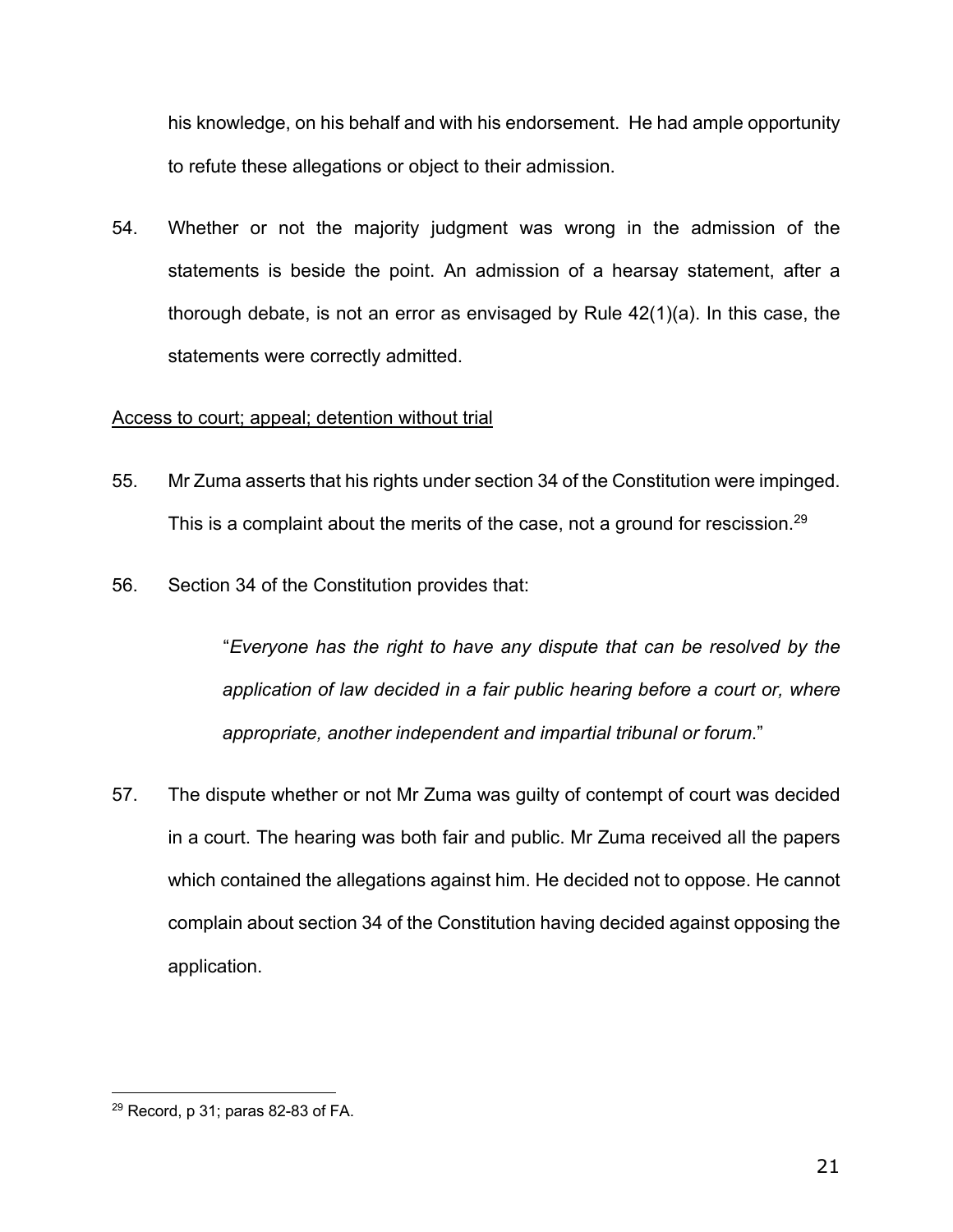his knowledge, on his behalf and with his endorsement. He had ample opportunity to refute these allegations or object to their admission.

54. Whether or not the majority judgment was wrong in the admission of the statements is beside the point. An admission of a hearsay statement, after a thorough debate, is not an error as envisaged by Rule 42(1)(a). In this case, the statements were correctly admitted.

<u>Access to court; appeal; detention without trial</u>

55. Mr Zuma asserts that his rights under section 34 of the Constitution were impinged. This is a complaint about the merits of the case, not a ground for rescission.[29]

56. Section 34 of the Constitution provides that:

> "*Everyone has the right to have any dispute that can be resolved by the application of law decided in a fair public hearing before a court or, where appropriate, another independent and impartial tribunal or forum*."

57. The dispute whether or not Mr Zuma was guilty of contempt of court was decided in a court. The hearing was both fair and public. Mr Zuma received all the papers which contained the allegations against him. He decided not to oppose. He cannot complain about section 34 of the Constitution having decided against opposing the application.

---

[29] Record, p 31; paras 82-83 of FA.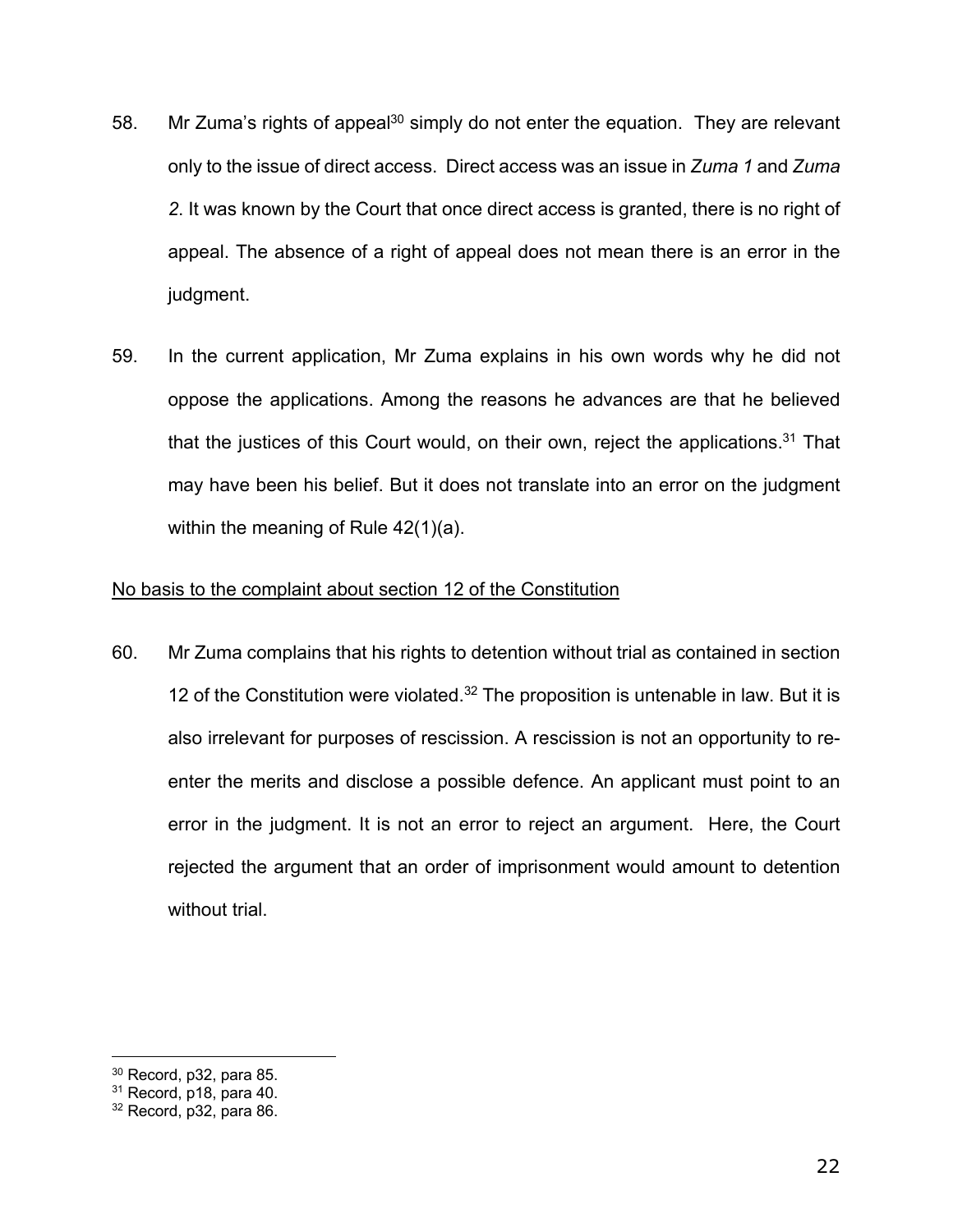58. Mr Zuma's rights of appeal[30] simply do not enter the equation. They are relevant only to the issue of direct access. Direct access was an issue in *Zuma 1* and *Zuma 2*. It was known by the Court that once direct access is granted, there is no right of appeal. The absence of a right of appeal does not mean there is an error in the judgment.

59. In the current application, Mr Zuma explains in his own words why he did not oppose the applications. Among the reasons he advances are that he believed that the justices of this Court would, on their own, reject the applications.[31] That may have been his belief. But it does not translate into an error on the judgment within the meaning of Rule 42(1)(a).

<u>No basis to the complaint about section 12 of the Constitution</u>

60. Mr Zuma complains that his rights to detention without trial as contained in section 12 of the Constitution were violated.[32] The proposition is untenable in law. But it is also irrelevant for purposes of rescission. A rescission is not an opportunity to re-enter the merits and disclose a possible defence. An applicant must point to an error in the judgment. It is not an error to reject an argument. Here, the Court rejected the argument that an order of imprisonment would amount to detention without trial.

---

[30] Record, p32, para 85.
[31] Record, p18, para 40.
[32] Record, p32, para 86.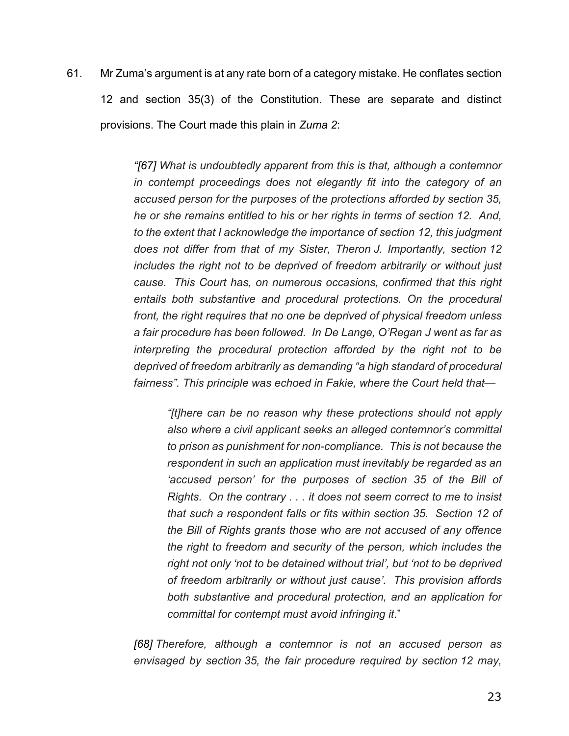61. Mr Zuma's argument is at any rate born of a category mistake. He conflates section 12 and section 35(3) of the Constitution. These are separate and distinct provisions. The Court made this plain in *Zuma 2*:

> *"[67] What is undoubtedly apparent from this is that, although a contemnor in contempt proceedings does not elegantly fit into the category of an accused person for the purposes of the protections afforded by section 35, he or she remains entitled to his or her rights in terms of section 12. And, to the extent that I acknowledge the importance of section 12, this judgment does not differ from that of my Sister, Theron J. Importantly, section 12 includes the right not to be deprived of freedom arbitrarily or without just cause. This Court has, on numerous occasions, confirmed that this right entails both substantive and procedural protections. On the procedural front, the right requires that no one be deprived of physical freedom unless a fair procedure has been followed. In De Lange, O'Regan J went as far as interpreting the procedural protection afforded by the right not to be deprived of freedom arbitrarily as demanding "a high standard of procedural fairness". This principle was echoed in Fakie, where the Court held that—*
>
> > *"[t]here can be no reason why these protections should not apply also where a civil applicant seeks an alleged contemnor's committal to prison as punishment for non-compliance. This is not because the respondent in such an application must inevitably be regarded as an 'accused person' for the purposes of section 35 of the Bill of Rights. On the contrary . . . it does not seem correct to me to insist that such a respondent falls or fits within section 35. Section 12 of the Bill of Rights grants those who are not accused of any offence the right to freedom and security of the person, which includes the right not only 'not to be detained without trial', but 'not to be deprived of freedom arbitrarily or without just cause'. This provision affords both substantive and procedural protection, and an application for committal for contempt must avoid infringing it."*
>
> *[68] Therefore, although a contemnor is not an accused person as envisaged by section 35, the fair procedure required by section 12 may,*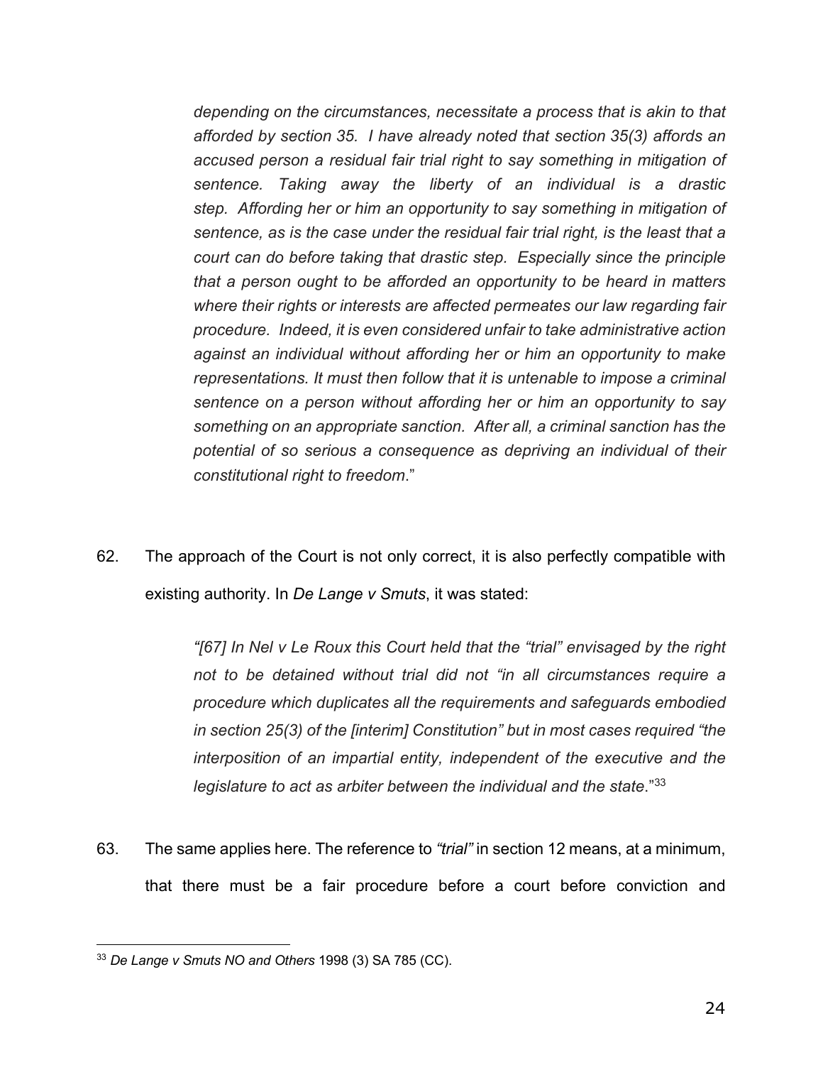*depending on the circumstances, necessitate a process that is akin to that afforded by section 35. I have already noted that section 35(3) affords an accused person a residual fair trial right to say something in mitigation of sentence. Taking away the liberty of an individual is a drastic step. Affording her or him an opportunity to say something in mitigation of sentence, as is the case under the residual fair trial right, is the least that a court can do before taking that drastic step. Especially since the principle that a person ought to be afforded an opportunity to be heard in matters where their rights or interests are affected permeates our law regarding fair procedure. Indeed, it is even considered unfair to take administrative action against an individual without affording her or him an opportunity to make representations. It must then follow that it is untenable to impose a criminal sentence on a person without affording her or him an opportunity to say something on an appropriate sanction. After all, a criminal sanction has the potential of so serious a consequence as depriving an individual of their constitutional right to freedom*."

62. The approach of the Court is not only correct, it is also perfectly compatible with existing authority. In *De Lange v Smuts*, it was stated:

> *"[67] In Nel v Le Roux this Court held that the "trial" envisaged by the right not to be detained without trial did not "in all circumstances require a procedure which duplicates all the requirements and safeguards embodied in section 25(3) of the [interim] Constitution" but in most cases required "the interposition of an impartial entity, independent of the executive and the legislature to act as arbiter between the individual and the state.*"[33]

63. The same applies here. The reference to *"trial"* in section 12 means, at a minimum, that there must be a fair procedure before a court before conviction and

---

[33] *De Lange v Smuts NO and Others* 1998 (3) SA 785 (CC).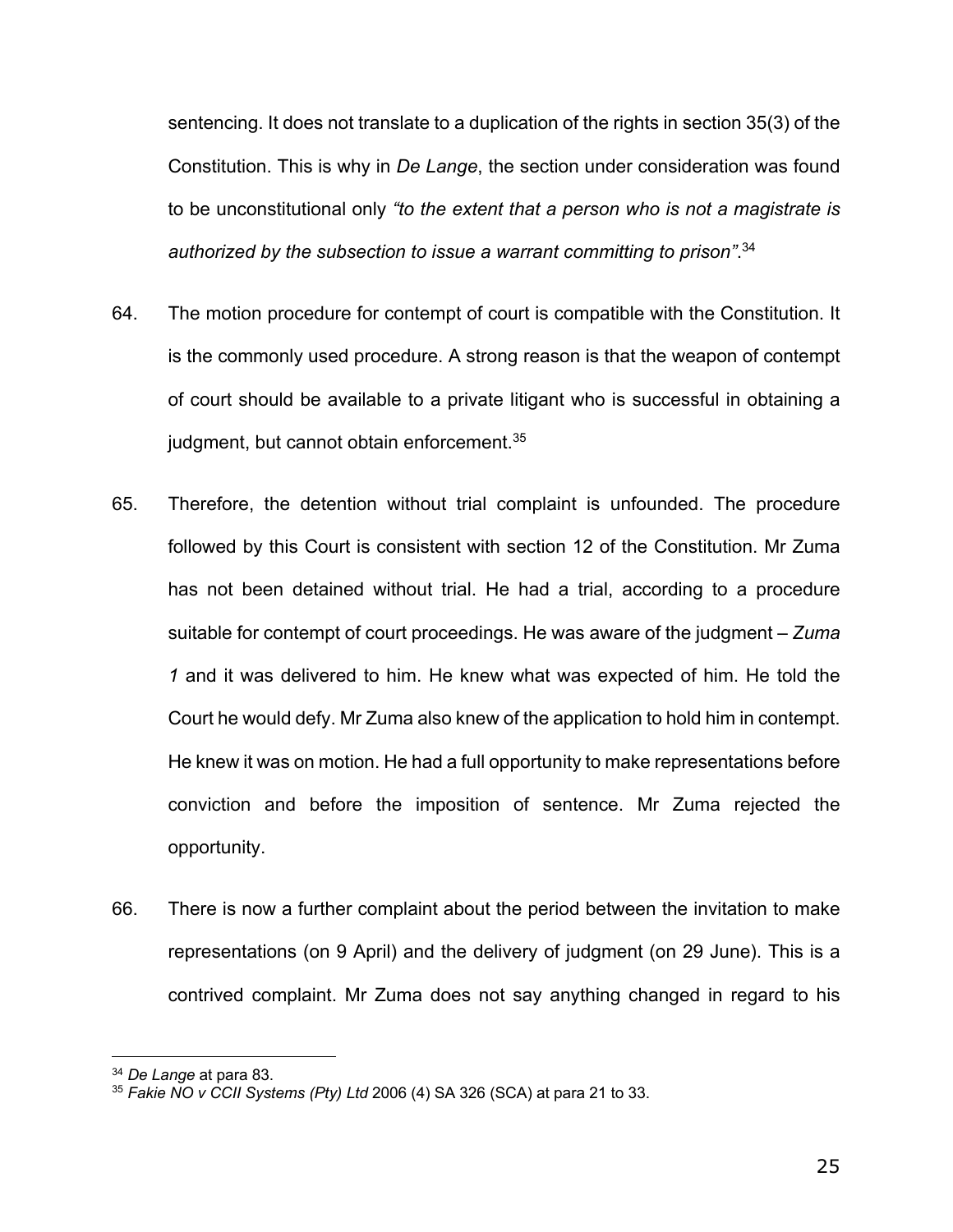sentencing. It does not translate to a duplication of the rights in section 35(3) of the Constitution. This is why in *De Lange*, the section under consideration was found to be unconstitutional only *"to the extent that a person who is not a magistrate is authorized by the subsection to issue a warrant committing to prison"*.[34]

64. The motion procedure for contempt of court is compatible with the Constitution. It is the commonly used procedure. A strong reason is that the weapon of contempt of court should be available to a private litigant who is successful in obtaining a judgment, but cannot obtain enforcement.[35]

65. Therefore, the detention without trial complaint is unfounded. The procedure followed by this Court is consistent with section 12 of the Constitution. Mr Zuma has not been detained without trial. He had a trial, according to a procedure suitable for contempt of court proceedings. He was aware of the judgment – *Zuma 1* and it was delivered to him. He knew what was expected of him. He told the Court he would defy. Mr Zuma also knew of the application to hold him in contempt. He knew it was on motion. He had a full opportunity to make representations before conviction and before the imposition of sentence. Mr Zuma rejected the opportunity.

66. There is now a further complaint about the period between the invitation to make representations (on 9 April) and the delivery of judgment (on 29 June). This is a contrived complaint. Mr Zuma does not say anything changed in regard to his

---

[34] *De Lange* at para 83.

[35] *Fakie NO v CCII Systems (Pty) Ltd* 2006 (4) SA 326 (SCA) at para 21 to 33.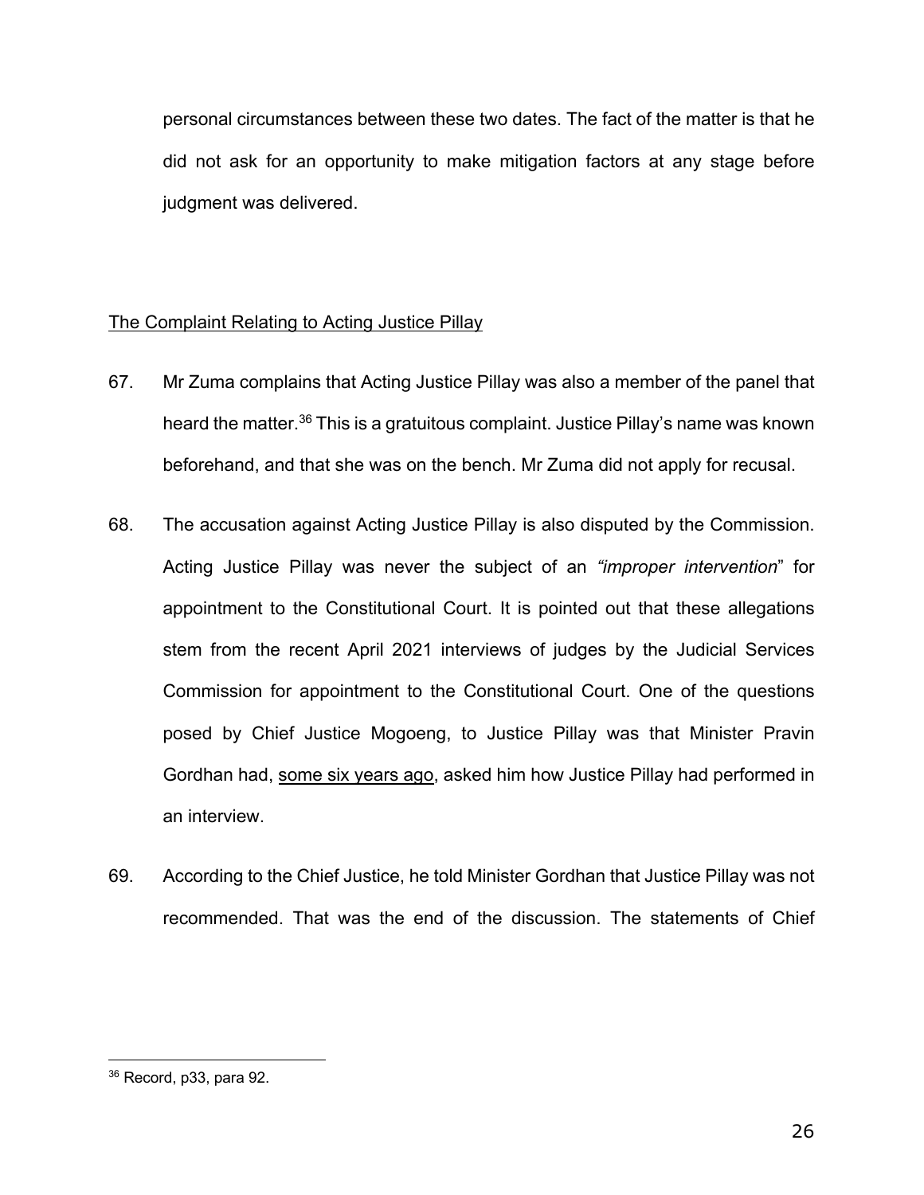personal circumstances between these two dates. The fact of the matter is that he did not ask for an opportunity to make mitigation factors at any stage before judgment was delivered.

<u>The Complaint Relating to Acting Justice Pillay</u>

67. Mr Zuma complains that Acting Justice Pillay was also a member of the panel that heard the matter.[36] This is a gratuitous complaint. Justice Pillay's name was known beforehand, and that she was on the bench. Mr Zuma did not apply for recusal.

68. The accusation against Acting Justice Pillay is also disputed by the Commission. Acting Justice Pillay was never the subject of an *"improper intervention*" for appointment to the Constitutional Court. It is pointed out that these allegations stem from the recent April 2021 interviews of judges by the Judicial Services Commission for appointment to the Constitutional Court. One of the questions posed by Chief Justice Mogoeng, to Justice Pillay was that Minister Pravin Gordhan had, <u>some six years ago</u>, asked him how Justice Pillay had performed in an interview.

69. According to the Chief Justice, he told Minister Gordhan that Justice Pillay was not recommended. That was the end of the discussion. The statements of Chief

---

[36] Record, p33, para 92.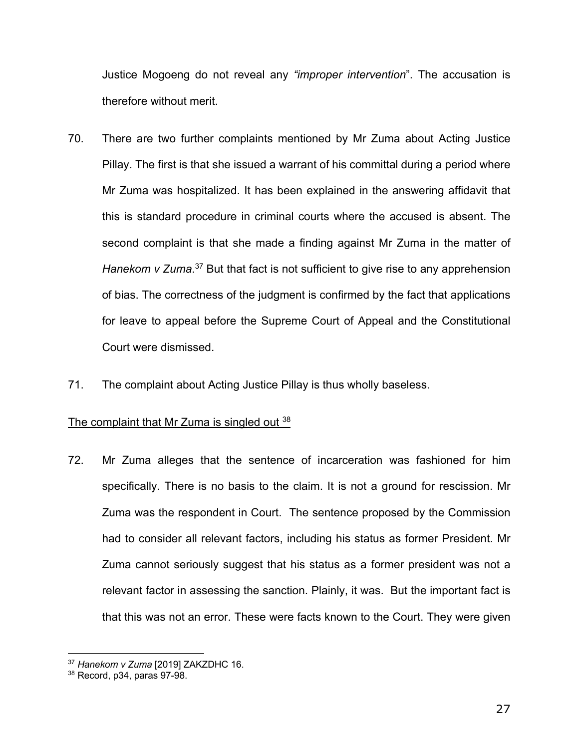Justice Mogoeng do not reveal any *"improper intervention*". The accusation is therefore without merit.

70. There are two further complaints mentioned by Mr Zuma about Acting Justice Pillay. The first is that she issued a warrant of his committal during a period where Mr Zuma was hospitalized. It has been explained in the answering affidavit that this is standard procedure in criminal courts where the accused is absent. The second complaint is that she made a finding against Mr Zuma in the matter of *Hanekom v Zuma*.[37] But that fact is not sufficient to give rise to any apprehension of bias. The correctness of the judgment is confirmed by the fact that applications for leave to appeal before the Supreme Court of Appeal and the Constitutional Court were dismissed.

71. The complaint about Acting Justice Pillay is thus wholly baseless.

<u>The complaint that Mr Zuma is singled out [38]</u>

72. Mr Zuma alleges that the sentence of incarceration was fashioned for him specifically. There is no basis to the claim. It is not a ground for rescission. Mr Zuma was the respondent in Court. The sentence proposed by the Commission had to consider all relevant factors, including his status as former President. Mr Zuma cannot seriously suggest that his status as a former president was not a relevant factor in assessing the sanction. Plainly, it was. But the important fact is that this was not an error. These were facts known to the Court. They were given

---

[37] *Hanekom v Zuma* [2019] ZAKZDHC 16.

[38] Record, p34, paras 97-98.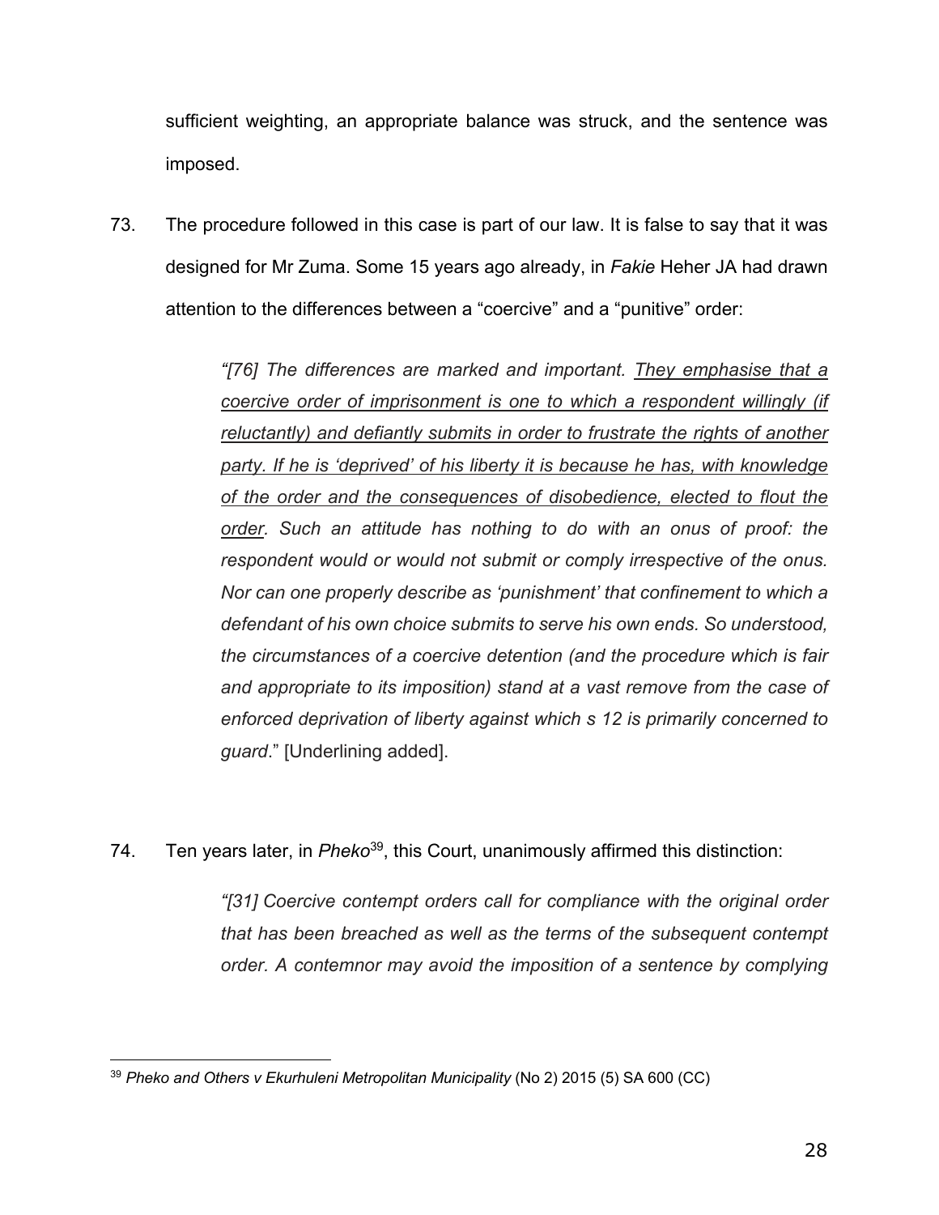sufficient weighting, an appropriate balance was struck, and the sentence was imposed.

73. The procedure followed in this case is part of our law. It is false to say that it was designed for Mr Zuma. Some 15 years ago already, in *Fakie* Heher JA had drawn attention to the differences between a "coercive" and a "punitive" order:

> *"[76] The differences are marked and important. <u>They emphasise that a coercive order of imprisonment is one to which a respondent willingly (if reluctantly) and defiantly submits in order to frustrate the rights of another party. If he is 'deprived' of his liberty it is because he has, with knowledge of the order and the consequences of disobedience, elected to flout the order</u>. Such an attitude has nothing to do with an onus of proof: the respondent would or would not submit or comply irrespective of the onus. Nor can one properly describe as 'punishment' that confinement to which a defendant of his own choice submits to serve his own ends. So understood, the circumstances of a coercive detention (and the procedure which is fair and appropriate to its imposition) stand at a vast remove from the case of enforced deprivation of liberty against which s 12 is primarily concerned to guard*." [Underlining added].

74. Ten years later, in *Pheko*[39], this Court, unanimously affirmed this distinction:

> *"[31] Coercive contempt orders call for compliance with the original order that has been breached as well as the terms of the subsequent contempt order. A contemnor may avoid the imposition of a sentence by complying*

---

[39] *Pheko and Others v Ekurhuleni Metropolitan Municipality* (No 2) 2015 (5) SA 600 (CC)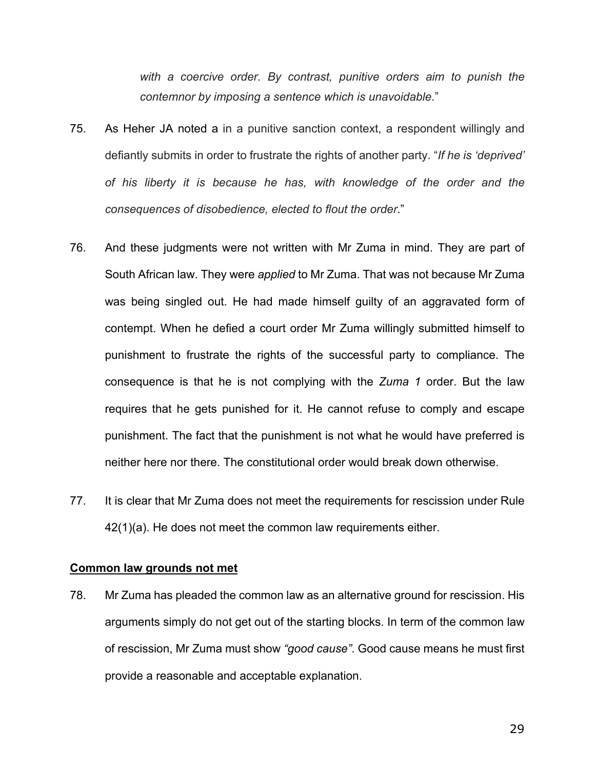*with a coercive order. By contrast, punitive orders aim to punish the contemnor by imposing a sentence which is unavoidable*."

75. As Heher JA noted a in a punitive sanction context, a respondent willingly and defiantly submits in order to frustrate the rights of another party. "*If he is 'deprived' of his liberty it is because he has, with knowledge of the order and the consequences of disobedience, elected to flout the order*."

76. And these judgments were not written with Mr Zuma in mind. They are part of South African law. They were *applied* to Mr Zuma. That was not because Mr Zuma was being singled out. He had made himself guilty of an aggravated form of contempt. When he defied a court order Mr Zuma willingly submitted himself to punishment to frustrate the rights of the successful party to compliance. The consequence is that he is not complying with the *Zuma 1* order. But the law requires that he gets punished for it. He cannot refuse to comply and escape punishment. The fact that the punishment is not what he would have preferred is neither here nor there. The constitutional order would break down otherwise.

77. It is clear that Mr Zuma does not meet the requirements for rescission under Rule 42(1)(a). He does not meet the common law requirements either.

**Common law grounds not met**

78. Mr Zuma has pleaded the common law as an alternative ground for rescission. His arguments simply do not get out of the starting blocks. In term of the common law of rescission, Mr Zuma must show *"good cause"*. Good cause means he must first provide a reasonable and acceptable explanation.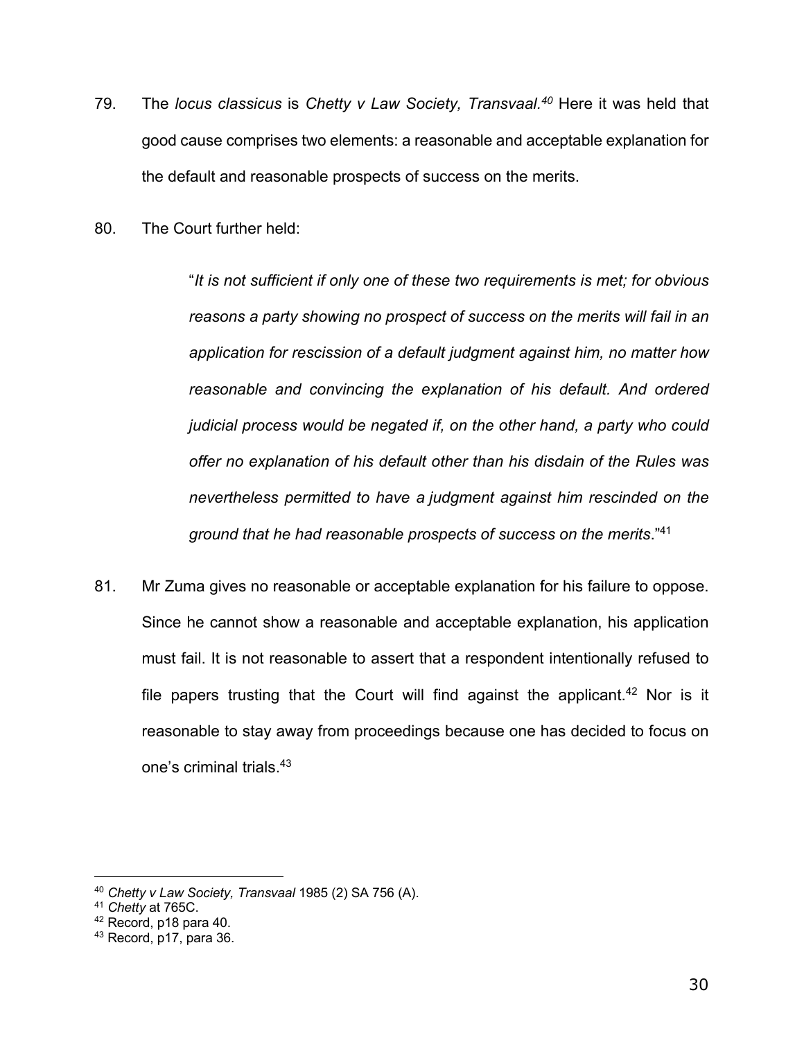79. The *locus classicus* is *Chetty v Law Society, Transvaal.*[40] Here it was held that good cause comprises two elements: a reasonable and acceptable explanation for the default and reasonable prospects of success on the merits.

80. The Court further held:

> "*It is not sufficient if only one of these two requirements is met; for obvious reasons a party showing no prospect of success on the merits will fail in an application for rescission of a default judgment against him, no matter how reasonable and convincing the explanation of his default. And ordered judicial process would be negated if, on the other hand, a party who could offer no explanation of his default other than his disdain of the Rules was nevertheless permitted to have a judgment against him rescinded on the ground that he had reasonable prospects of success on the merits*."[41]

81. Mr Zuma gives no reasonable or acceptable explanation for his failure to oppose. Since he cannot show a reasonable and acceptable explanation, his application must fail. It is not reasonable to assert that a respondent intentionally refused to file papers trusting that the Court will find against the applicant.[42] Nor is it reasonable to stay away from proceedings because one has decided to focus on one's criminal trials.[43]

---

[40] *Chetty v Law Society, Transvaal* 1985 (2) SA 756 (A).

[41] *Chetty* at 765C.

[42] Record, p18 para 40.

[43] Record, p17, para 36.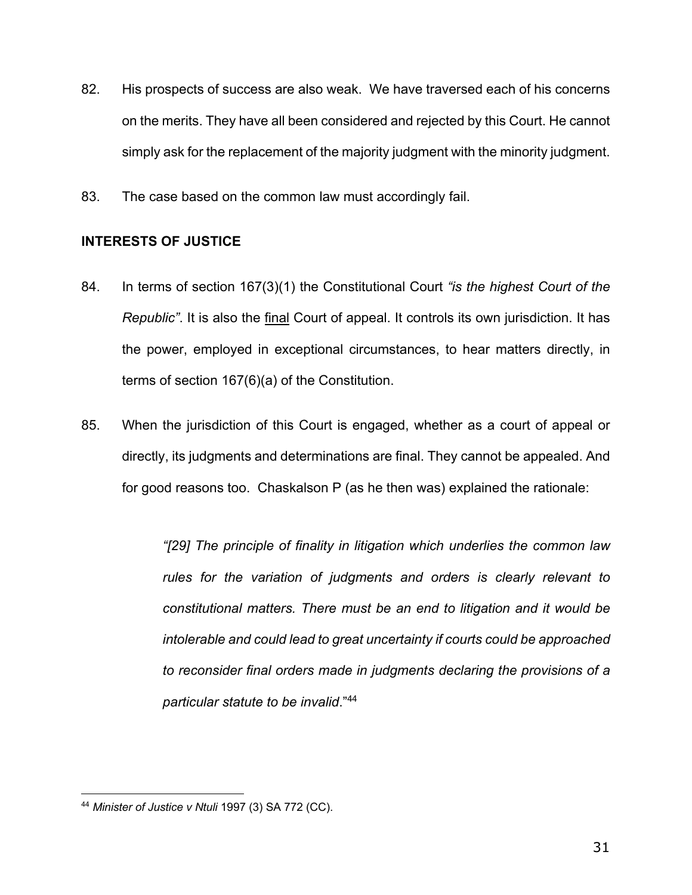82. His prospects of success are also weak. We have traversed each of his concerns on the merits. They have all been considered and rejected by this Court. He cannot simply ask for the replacement of the majority judgment with the minority judgment.

83. The case based on the common law must accordingly fail.

## INTERESTS OF JUSTICE

84. In terms of section 167(3)(1) the Constitutional Court *"is the highest Court of the Republic"*. It is also the <u>final</u> Court of appeal. It controls its own jurisdiction. It has the power, employed in exceptional circumstances, to hear matters directly, in terms of section 167(6)(a) of the Constitution.

85. When the jurisdiction of this Court is engaged, whether as a court of appeal or directly, its judgments and determinations are final. They cannot be appealed. And for good reasons too. Chaskalson P (as he then was) explained the rationale:

> *"[29] The principle of finality in litigation which underlies the common law rules for the variation of judgments and orders is clearly relevant to constitutional matters. There must be an end to litigation and it would be intolerable and could lead to great uncertainty if courts could be approached to reconsider final orders made in judgments declaring the provisions of a particular statute to be invalid*."[44]

---

[44] *Minister of Justice v Ntuli* 1997 (3) SA 772 (CC).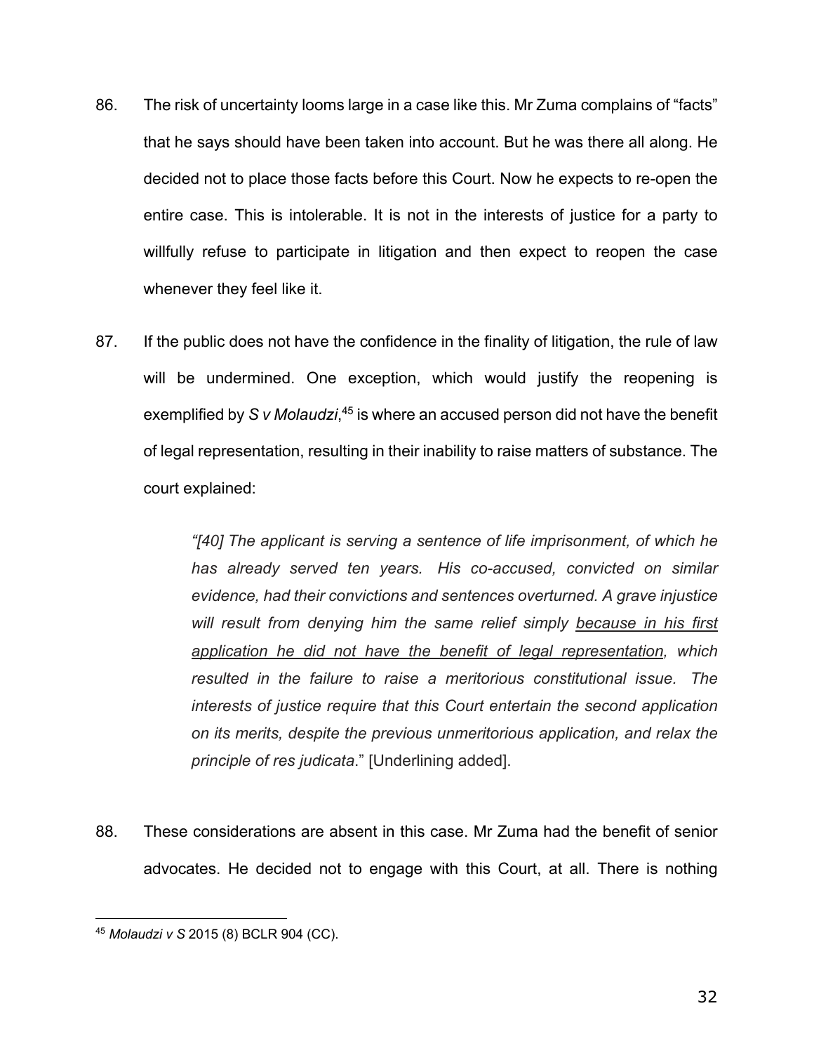86. The risk of uncertainty looms large in a case like this. Mr Zuma complains of "facts" that he says should have been taken into account. But he was there all along. He decided not to place those facts before this Court. Now he expects to re-open the entire case. This is intolerable. It is not in the interests of justice for a party to willfully refuse to participate in litigation and then expect to reopen the case whenever they feel like it.

87. If the public does not have the confidence in the finality of litigation, the rule of law will be undermined. One exception, which would justify the reopening is exemplified by *S v Molaudzi*,[45] is where an accused person did not have the benefit of legal representation, resulting in their inability to raise matters of substance. The court explained:

> *"[40] The applicant is serving a sentence of life imprisonment, of which he has already served ten years. His co-accused, convicted on similar evidence, had their convictions and sentences overturned. A grave injustice will result from denying him the same relief simply <u>because in his first application he did not have the benefit of legal representation</u>, which resulted in the failure to raise a meritorious constitutional issue. The interests of justice require that this Court entertain the second application on its merits, despite the previous unmeritorious application, and relax the principle of res judicata*." [Underlining added].

88. These considerations are absent in this case. Mr Zuma had the benefit of senior advocates. He decided not to engage with this Court, at all. There is nothing

---

[45] *Molaudzi v S* 2015 (8) BCLR 904 (CC).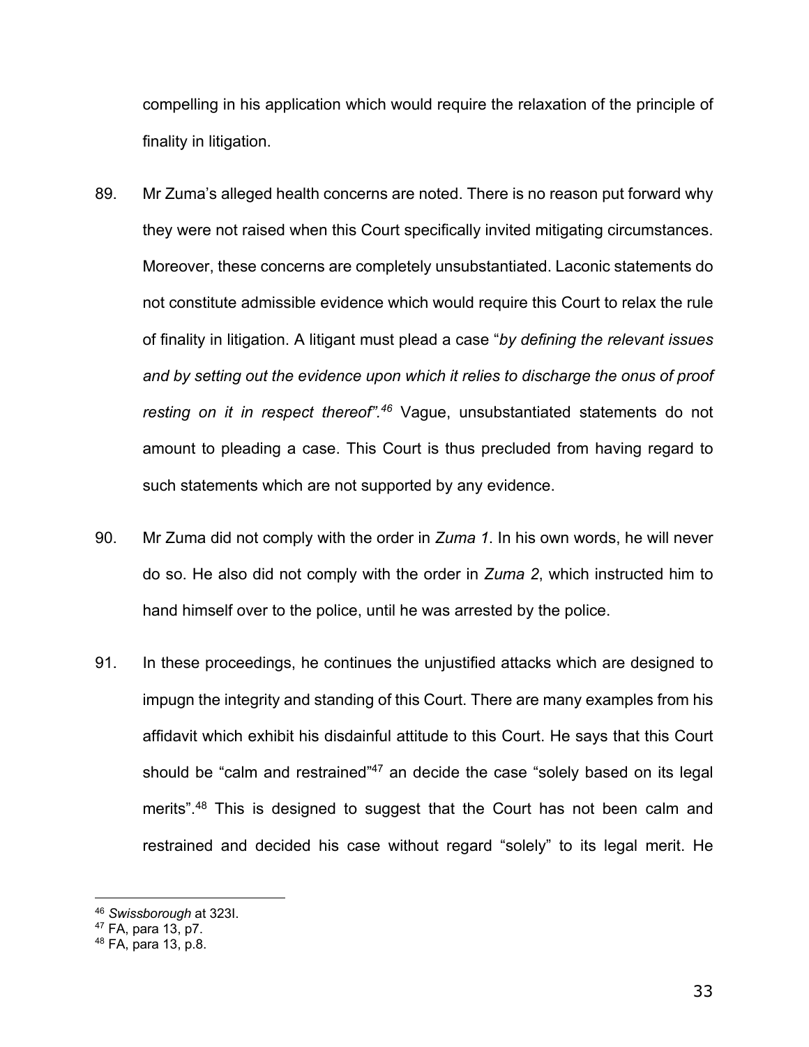compelling in his application which would require the relaxation of the principle of finality in litigation.

89. Mr Zuma's alleged health concerns are noted. There is no reason put forward why they were not raised when this Court specifically invited mitigating circumstances. Moreover, these concerns are completely unsubstantiated. Laconic statements do not constitute admissible evidence which would require this Court to relax the rule of finality in litigation. A litigant must plead a case "*by defining the relevant issues and by setting out the evidence upon which it relies to discharge the onus of proof resting on it in respect thereof".*[46] Vague, unsubstantiated statements do not amount to pleading a case. This Court is thus precluded from having regard to such statements which are not supported by any evidence.

90. Mr Zuma did not comply with the order in *Zuma 1*. In his own words, he will never do so. He also did not comply with the order in *Zuma 2*, which instructed him to hand himself over to the police, until he was arrested by the police.

91. In these proceedings, he continues the unjustified attacks which are designed to impugn the integrity and standing of this Court. There are many examples from his affidavit which exhibit his disdainful attitude to this Court. He says that this Court should be "calm and restrained"[47] an decide the case "solely based on its legal merits".[48] This is designed to suggest that the Court has not been calm and restrained and decided his case without regard "solely" to its legal merit. He

---

[46] *Swissborough* at 323I.

[47] FA, para 13, p7.

[48] FA, para 13, p.8.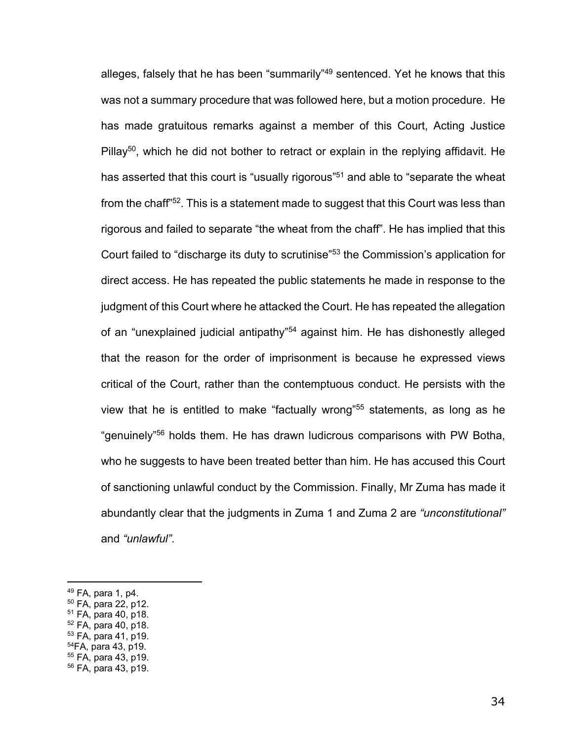alleges, falsely that he has been "summarily"[49] sentenced. Yet he knows that this was not a summary procedure that was followed here, but a motion procedure. He has made gratuitous remarks against a member of this Court, Acting Justice Pillay[50], which he did not bother to retract or explain in the replying affidavit. He has asserted that this court is "usually rigorous"[51] and able to "separate the wheat from the chaff"[52]. This is a statement made to suggest that this Court was less than rigorous and failed to separate "the wheat from the chaff". He has implied that this Court failed to "discharge its duty to scrutinise"[53] the Commission's application for direct access. He has repeated the public statements he made in response to the judgment of this Court where he attacked the Court. He has repeated the allegation of an "unexplained judicial antipathy"[54] against him. He has dishonestly alleged that the reason for the order of imprisonment is because he expressed views critical of the Court, rather than the contemptuous conduct. He persists with the view that he is entitled to make "factually wrong"[55] statements, as long as he "genuinely"[56] holds them. He has drawn ludicrous comparisons with PW Botha, who he suggests to have been treated better than him. He has accused this Court of sanctioning unlawful conduct by the Commission. Finally, Mr Zuma has made it abundantly clear that the judgments in Zuma 1 and Zuma 2 are *"unconstitutional"* and *"unlawful"*.

---

[49] FA, para 1, p4.
[50] FA, para 22, p12.
[51] FA, para 40, p18.
[52] FA, para 40, p18.
[53] FA, para 41, p19.
[54] FA, para 43, p19.
[55] FA, para 43, p19.
[56] FA, para 43, p19.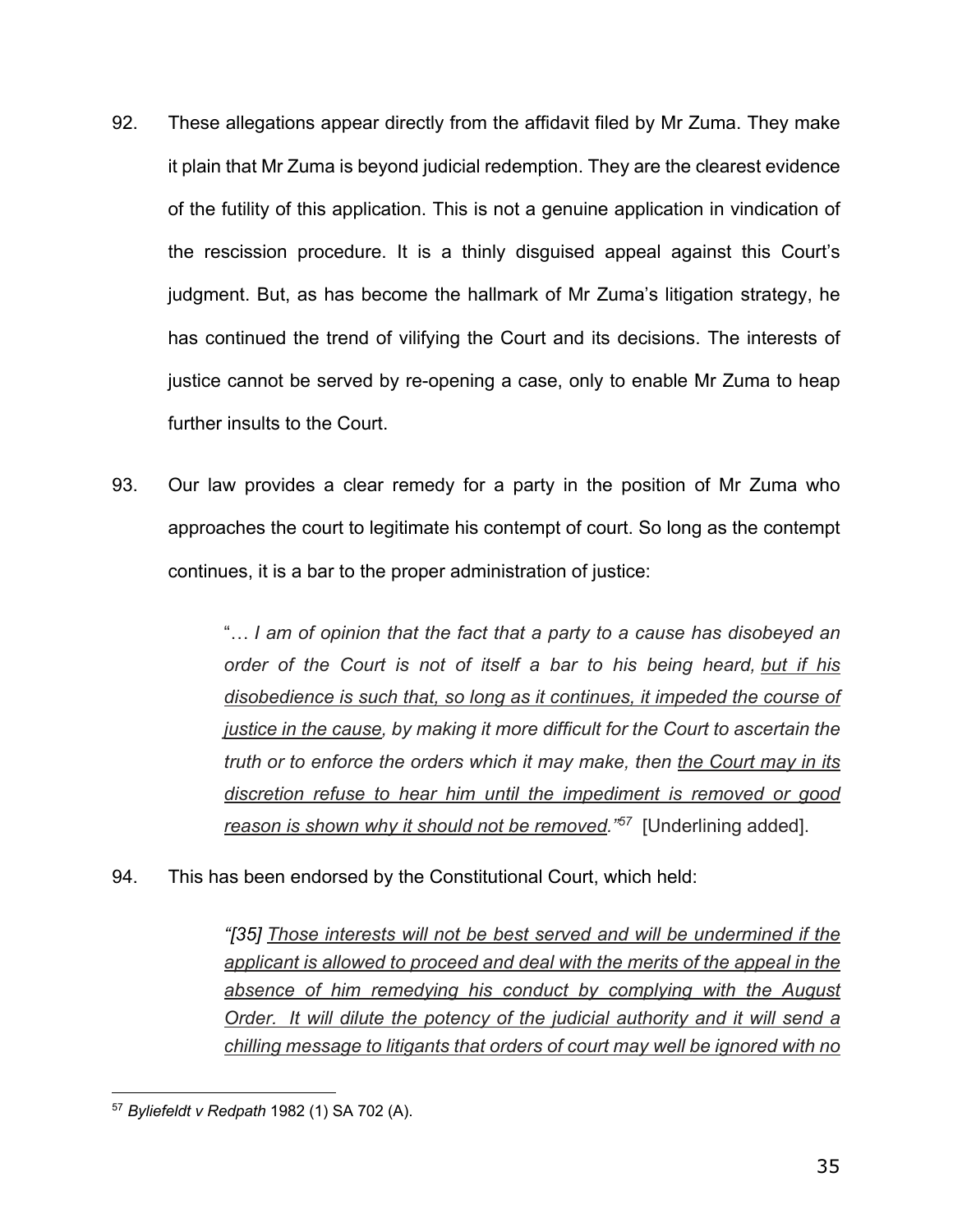92. These allegations appear directly from the affidavit filed by Mr Zuma. They make it plain that Mr Zuma is beyond judicial redemption. They are the clearest evidence of the futility of this application. This is not a genuine application in vindication of the rescission procedure. It is a thinly disguised appeal against this Court's judgment. But, as has become the hallmark of Mr Zuma's litigation strategy, he has continued the trend of vilifying the Court and its decisions. The interests of justice cannot be served by re-opening a case, only to enable Mr Zuma to heap further insults to the Court.

93. Our law provides a clear remedy for a party in the position of Mr Zuma who approaches the court to legitimate his contempt of court. So long as the contempt continues, it is a bar to the proper administration of justice:

> "… *I am of opinion that the fact that a party to a cause has disobeyed an order of the Court is not of itself a bar to his being heard, <u>but if his disobedience is such that, so long as it continues, it impeded the course of justice in the cause</u>, by making it more difficult for the Court to ascertain the truth or to enforce the orders which it may make, then <u>the Court may in its discretion refuse to hear him until the impediment is removed or good reason is shown why it should not be removed.</u>"*[57] [Underlining added].

94. This has been endorsed by the Constitutional Court, which held:

> *"[35] <u>Those interests will not be best served and will be undermined if the applicant is allowed to proceed and deal with the merits of the appeal in the absence of him remedying his conduct by complying with the August Order. It will dilute the potency of the judicial authority and it will send a chilling message to litigants that orders of court may well be ignored with no</u>*

[57] *Byliefeldt v Redpath* 1982 (1) SA 702 (A).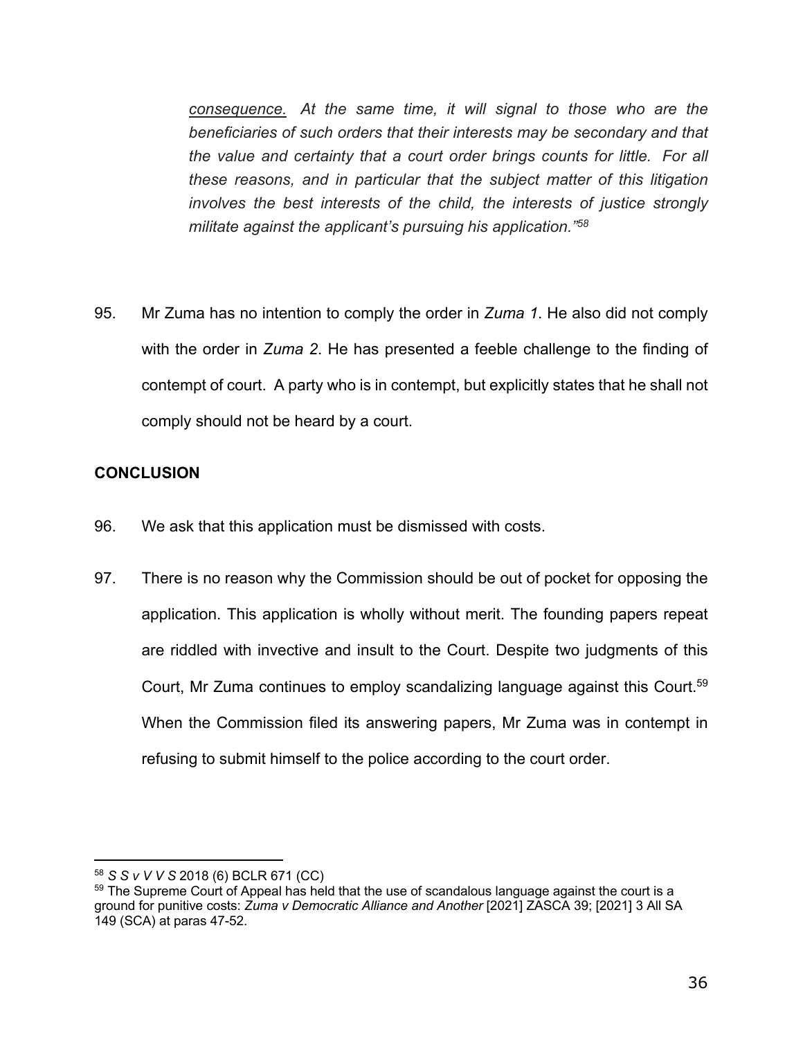> *consequence. At the same time, it will signal to those who are the beneficiaries of such orders that their interests may be secondary and that the value and certainty that a court order brings counts for little. For all these reasons, and in particular that the subject matter of this litigation involves the best interests of the child, the interests of justice strongly militate against the applicant's pursuing his application."*[58]

95. Mr Zuma has no intention to comply the order in *Zuma 1*. He also did not comply with the order in *Zuma 2*. He has presented a feeble challenge to the finding of contempt of court. A party who is in contempt, but explicitly states that he shall not comply should not be heard by a court.

**CONCLUSION**

96. We ask that this application must be dismissed with costs.

97. There is no reason why the Commission should be out of pocket for opposing the application. This application is wholly without merit. The founding papers repeat are riddled with invective and insult to the Court. Despite two judgments of this Court, Mr Zuma continues to employ scandalizing language against this Court.[59] When the Commission filed its answering papers, Mr Zuma was in contempt in refusing to submit himself to the police according to the court order.

---

[58] *S S v V V S* 2018 (6) BCLR 671 (CC)

[59] The Supreme Court of Appeal has held that the use of scandalous language against the court is a ground for punitive costs: *Zuma v Democratic Alliance and Another* [2021] ZASCA 39; [2021] 3 All SA 149 (SCA) at paras 47-52.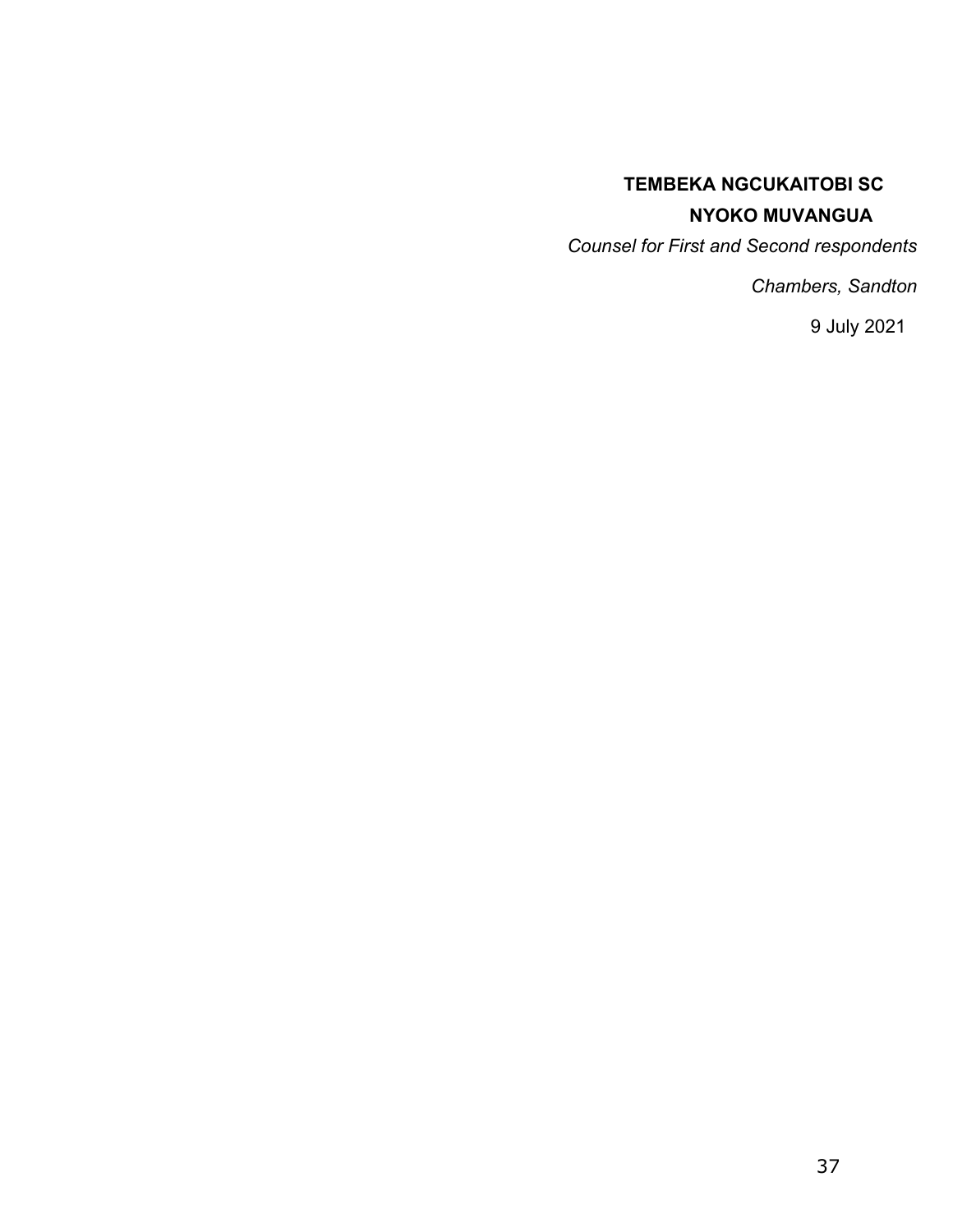**TEMBEKA NGCUKAITOBI SC**

**NYOKO MUVANGUA**

*Counsel for First and Second respondents*

*Chambers, Sandton*

9 July 2021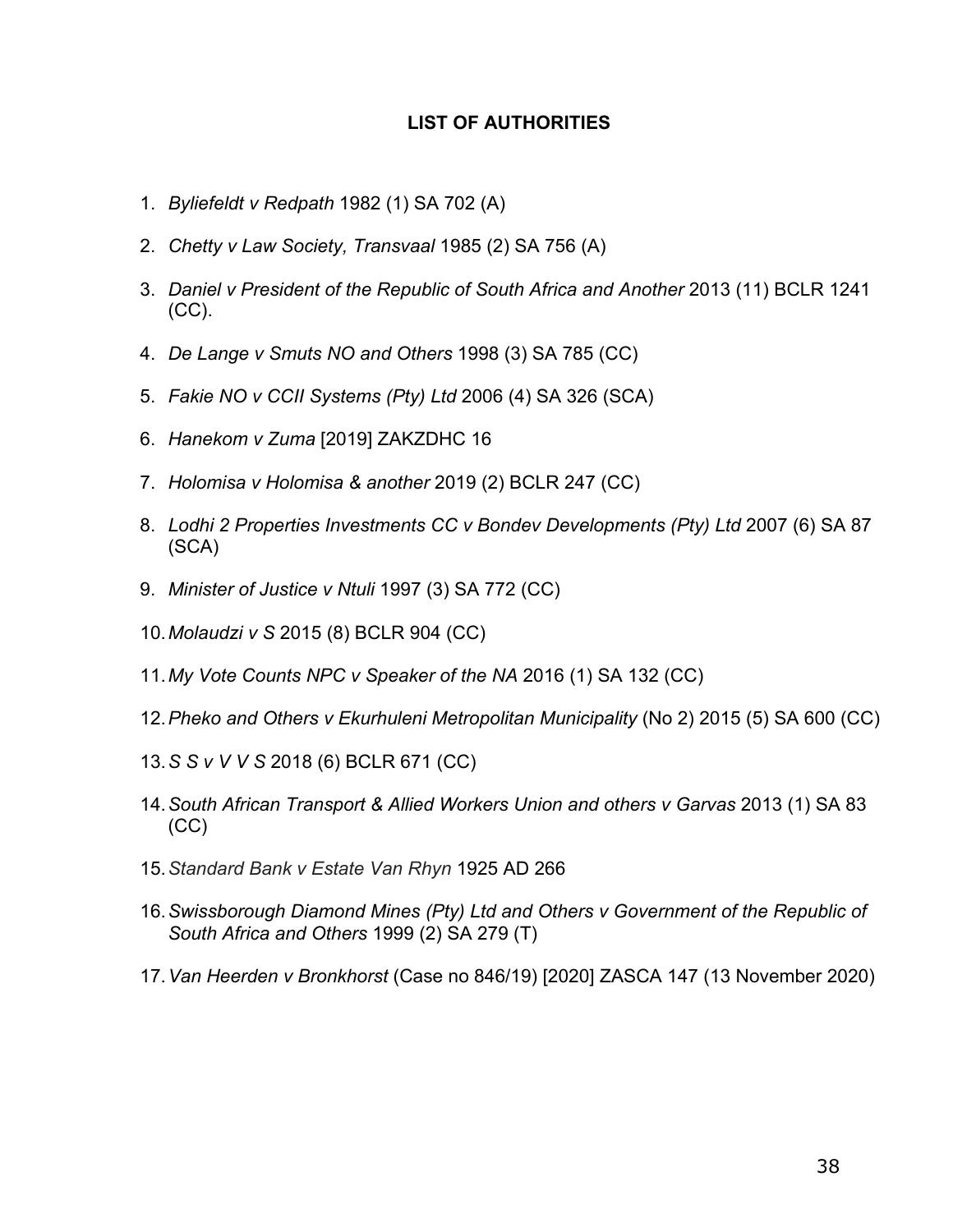**LIST OF AUTHORITIES**

1. *Byliefeldt v Redpath* 1982 (1) SA 702 (A)
2. *Chetty v Law Society, Transvaal* 1985 (2) SA 756 (A)
3. *Daniel v President of the Republic of South Africa and Another* 2013 (11) BCLR 1241 (CC).
4. *De Lange v Smuts NO and Others* 1998 (3) SA 785 (CC)
5. *Fakie NO v CCII Systems (Pty) Ltd* 2006 (4) SA 326 (SCA)
6. *Hanekom v Zuma* [2019] ZAKZDHC 16
7. *Holomisa v Holomisa & another* 2019 (2) BCLR 247 (CC)
8. *Lodhi 2 Properties Investments CC v Bondev Developments (Pty) Ltd* 2007 (6) SA 87 (SCA)
9. *Minister of Justice v Ntuli* 1997 (3) SA 772 (CC)
10. *Molaudzi v S* 2015 (8) BCLR 904 (CC)
11. *My Vote Counts NPC v Speaker of the NA* 2016 (1) SA 132 (CC)
12. *Pheko and Others v Ekurhuleni Metropolitan Municipality* (No 2) 2015 (5) SA 600 (CC)
13. *S S v V V S* 2018 (6) BCLR 671 (CC)
14. *South African Transport & Allied Workers Union and others v Garvas* 2013 (1) SA 83 (CC)
15. *Standard Bank v Estate Van Rhyn* 1925 AD 266
16. *Swissborough Diamond Mines (Pty) Ltd and Others v Government of the Republic of South Africa and Others* 1999 (2) SA 279 (T)
17. *Van Heerden v Bronkhorst* (Case no 846/19) [2020] ZASCA 147 (13 November 2020)